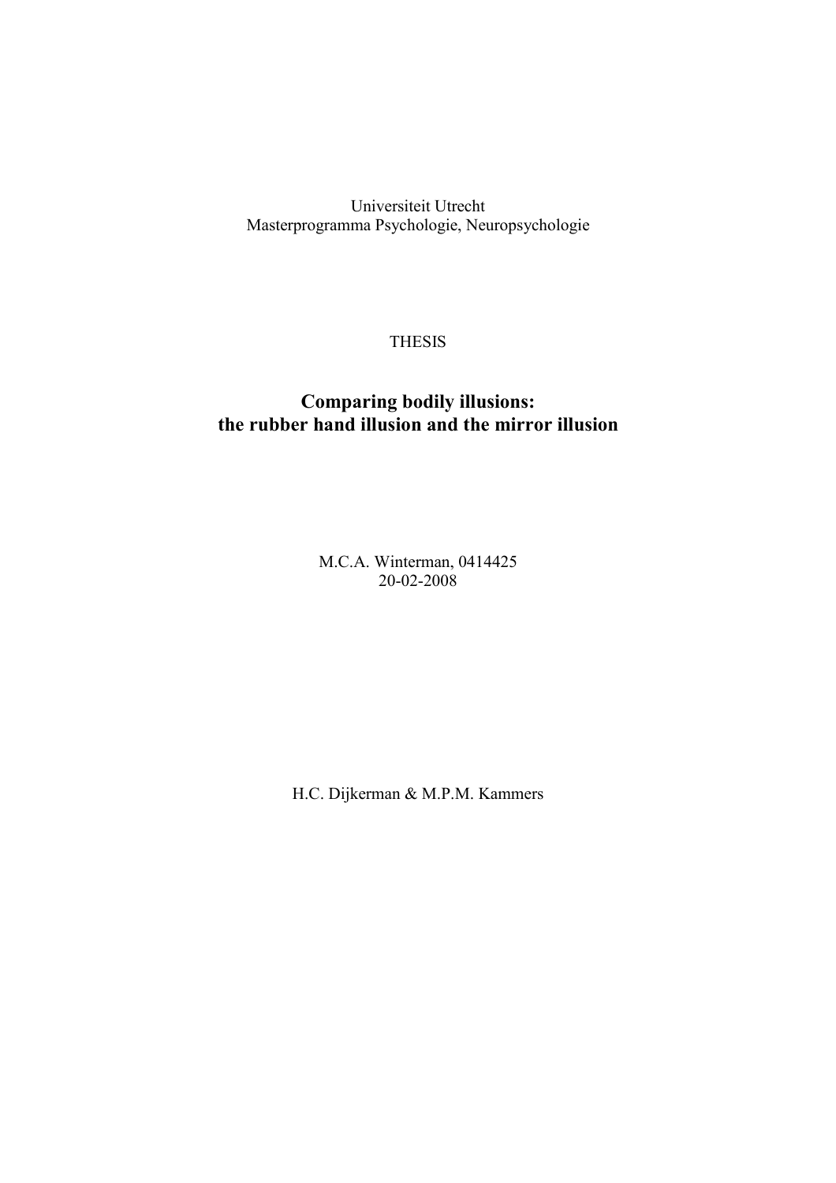Universiteit Utrecht
Masterprogramma Psychologie, Neuropsychologie

THESIS

# Comparing bodily illusions: the rubber hand illusion and the mirror illusion

M.C.A. Winterman, 0414425
20-02-2008

H.C. Dijkerman & M.P.M. Kammers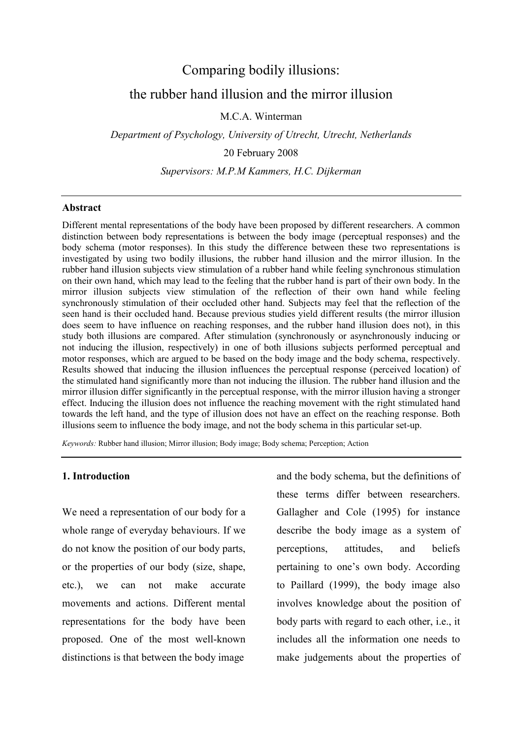# Comparing bodily illusions: the rubber hand illusion and the mirror illusion

M.C.A. Winterman

*Department of Psychology, University of Utrecht, Utrecht, Netherlands*

20 February 2008

*Supervisors: M.P.M Kammers, H.C. Dijkerman*

---

**Abstract**

Different mental representations of the body have been proposed by different researchers. A common distinction between body representations is between the body image (perceptual responses) and the body schema (motor responses). In this study the difference between these two representations is investigated by using two bodily illusions, the rubber hand illusion and the mirror illusion. In the rubber hand illusion subjects view stimulation of a rubber hand while feeling synchronous stimulation on their own hand, which may lead to the feeling that the rubber hand is part of their own body. In the mirror illusion subjects view stimulation of the reflection of their own hand while feeling synchronously stimulation of their occluded other hand. Subjects may feel that the reflection of the seen hand is their occluded hand. Because previous studies yield different results (the mirror illusion does seem to have influence on reaching responses, and the rubber hand illusion does not), in this study both illusions are compared. After stimulation (synchronously or asynchronously inducing or not inducing the illusion, respectively) in one of both illusions subjects performed perceptual and motor responses, which are argued to be based on the body image and the body schema, respectively. Results showed that inducing the illusion influences the perceptual response (perceived location) of the stimulated hand significantly more than not inducing the illusion. The rubber hand illusion and the mirror illusion differ significantly in the perceptual response, with the mirror illusion having a stronger effect. Inducing the illusion does not influence the reaching movement with the right stimulated hand towards the left hand, and the type of illusion does not have an effect on the reaching response. Both illusions seem to influence the body image, and not the body schema in this particular set-up.

*Keywords:* Rubber hand illusion; Mirror illusion; Body image; Body schema; Perception; Action

---

## 1. Introduction

We need a representation of our body for a whole range of everyday behaviours. If we do not know the position of our body parts, or the properties of our body (size, shape, etc.), we can not make accurate movements and actions. Different mental representations for the body have been proposed. One of the most well-known distinctions is that between the body image and the body schema, but the definitions of these terms differ between researchers. Gallagher and Cole (1995) for instance describe the body image as a system of perceptions, attitudes, and beliefs pertaining to one's own body. According to Paillard (1999), the body image also involves knowledge about the position of body parts with regard to each other, i.e., it includes all the information one needs to make judgements about the properties of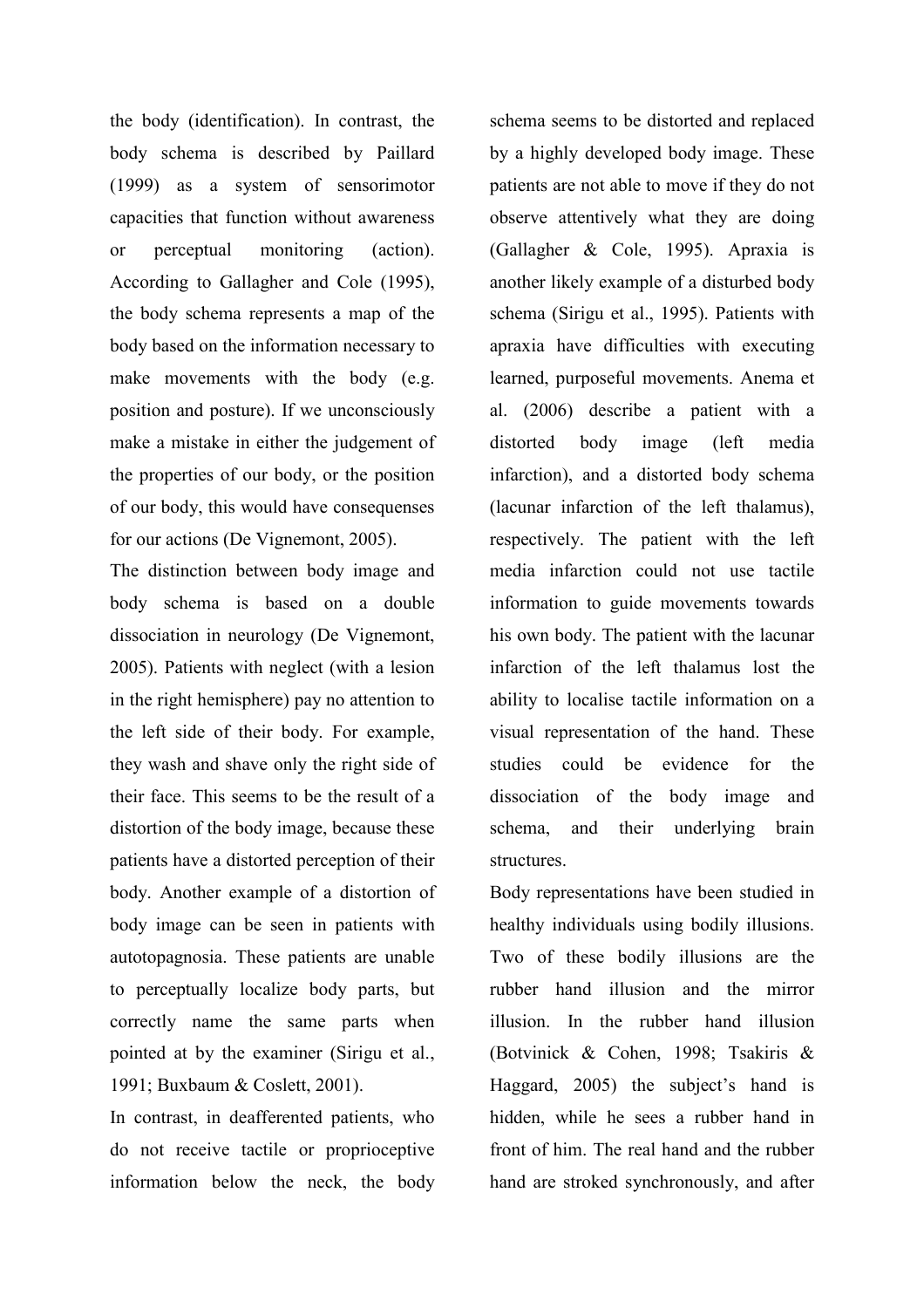the body (identification). In contrast, the body schema is described by Paillard (1999) as a system of sensorimotor capacities that function without awareness or perceptual monitoring (action). According to Gallagher and Cole (1995), the body schema represents a map of the body based on the information necessary to make movements with the body (e.g. position and posture). If we unconsciously make a mistake in either the judgement of the properties of our body, or the position of our body, this would have consequenses for our actions (De Vignemont, 2005).

The distinction between body image and body schema is based on a double dissociation in neurology (De Vignemont, 2005). Patients with neglect (with a lesion in the right hemisphere) pay no attention to the left side of their body. For example, they wash and shave only the right side of their face. This seems to be the result of a distortion of the body image, because these patients have a distorted perception of their body. Another example of a distortion of body image can be seen in patients with autotopagnosia. These patients are unable to perceptually localize body parts, but correctly name the same parts when pointed at by the examiner (Sirigu et al., 1991; Buxbaum & Coslett, 2001).

In contrast, in deafferented patients, who do not receive tactile or proprioceptive information below the neck, the body schema seems to be distorted and replaced by a highly developed body image. These patients are not able to move if they do not observe attentively what they are doing (Gallagher & Cole, 1995). Apraxia is another likely example of a disturbed body schema (Sirigu et al., 1995). Patients with apraxia have difficulties with executing learned, purposeful movements. Anema et al. (2006) describe a patient with a distorted body image (left media infarction), and a distorted body schema (lacunar infarction of the left thalamus), respectively. The patient with the left media infarction could not use tactile information to guide movements towards his own body. The patient with the lacunar infarction of the left thalamus lost the ability to localise tactile information on a visual representation of the hand. These studies could be evidence for the dissociation of the body image and schema, and their underlying brain structures.

Body representations have been studied in healthy individuals using bodily illusions. Two of these bodily illusions are the rubber hand illusion and the mirror illusion. In the rubber hand illusion (Botvinick & Cohen, 1998; Tsakiris & Haggard, 2005) the subject's hand is hidden, while he sees a rubber hand in front of him. The real hand and the rubber hand are stroked synchronously, and after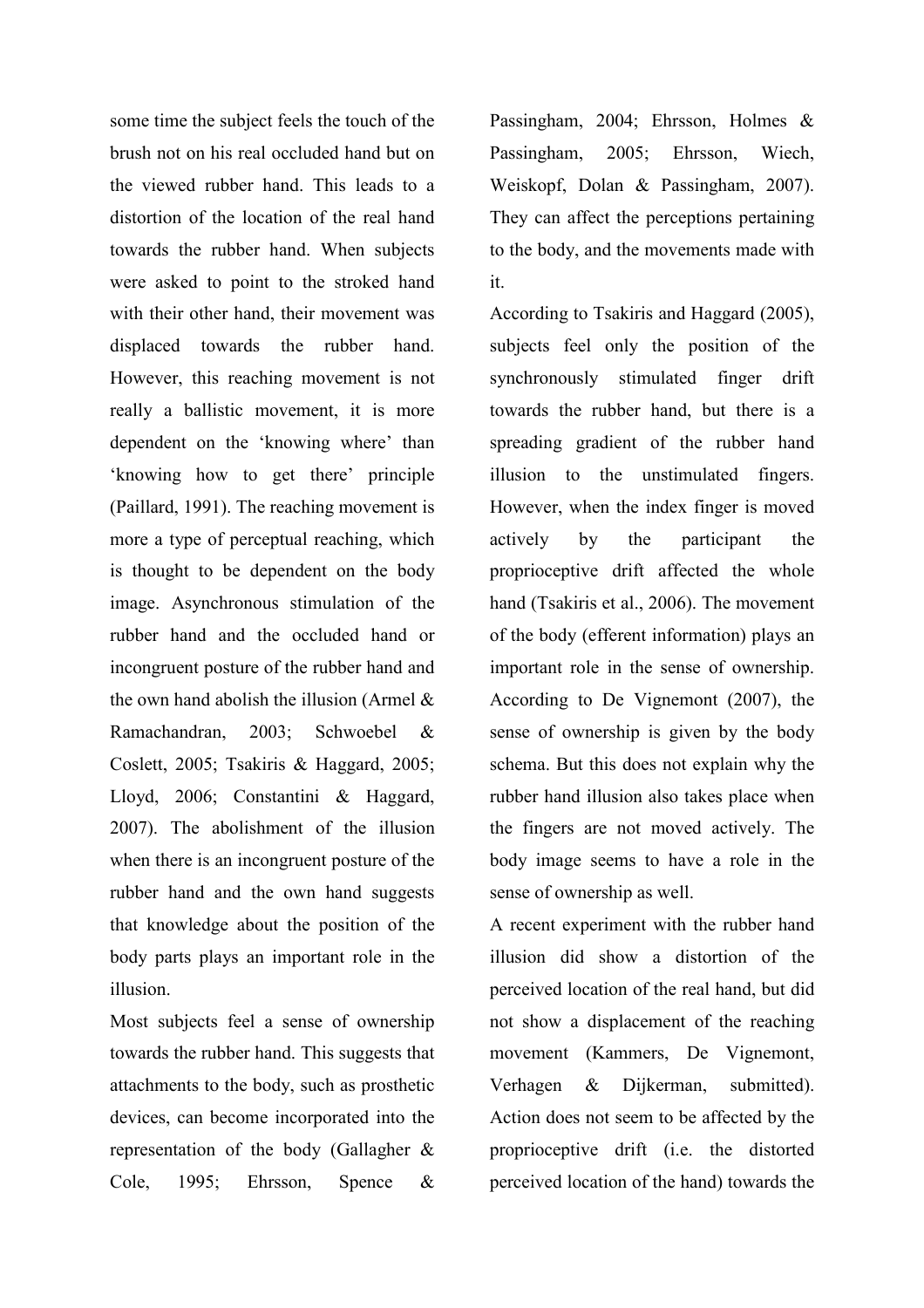some time the subject feels the touch of the brush not on his real occluded hand but on the viewed rubber hand. This leads to a distortion of the location of the real hand towards the rubber hand. When subjects were asked to point to the stroked hand with their other hand, their movement was displaced towards the rubber hand. However, this reaching movement is not really a ballistic movement, it is more dependent on the 'knowing where' than 'knowing how to get there' principle (Paillard, 1991). The reaching movement is more a type of perceptual reaching, which is thought to be dependent on the body image. Asynchronous stimulation of the rubber hand and the occluded hand or incongruent posture of the rubber hand and the own hand abolish the illusion (Armel & Ramachandran, 2003; Schwoebel & Coslett, 2005; Tsakiris & Haggard, 2005; Lloyd, 2006; Constantini & Haggard, 2007). The abolishment of the illusion when there is an incongruent posture of the rubber hand and the own hand suggests that knowledge about the position of the body parts plays an important role in the illusion.

Most subjects feel a sense of ownership towards the rubber hand. This suggests that attachments to the body, such as prosthetic devices, can become incorporated into the representation of the body (Gallagher & Cole, 1995; Ehrsson, Spence & Passingham, 2004; Ehrsson, Holmes & Passingham, 2005; Ehrsson, Wiech, Weiskopf, Dolan & Passingham, 2007). They can affect the perceptions pertaining to the body, and the movements made with it.

According to Tsakiris and Haggard (2005), subjects feel only the position of the synchronously stimulated finger drift towards the rubber hand, but there is a spreading gradient of the rubber hand illusion to the unstimulated fingers. However, when the index finger is moved actively by the participant the proprioceptive drift affected the whole hand (Tsakiris et al., 2006). The movement of the body (efferent information) plays an important role in the sense of ownership. According to De Vignemont (2007), the sense of ownership is given by the body schema. But this does not explain why the rubber hand illusion also takes place when the fingers are not moved actively. The body image seems to have a role in the sense of ownership as well.

A recent experiment with the rubber hand illusion did show a distortion of the perceived location of the real hand, but did not show a displacement of the reaching movement (Kammers, De Vignemont, Verhagen & Dijkerman, submitted). Action does not seem to be affected by the proprioceptive drift (i.e. the distorted perceived location of the hand) towards the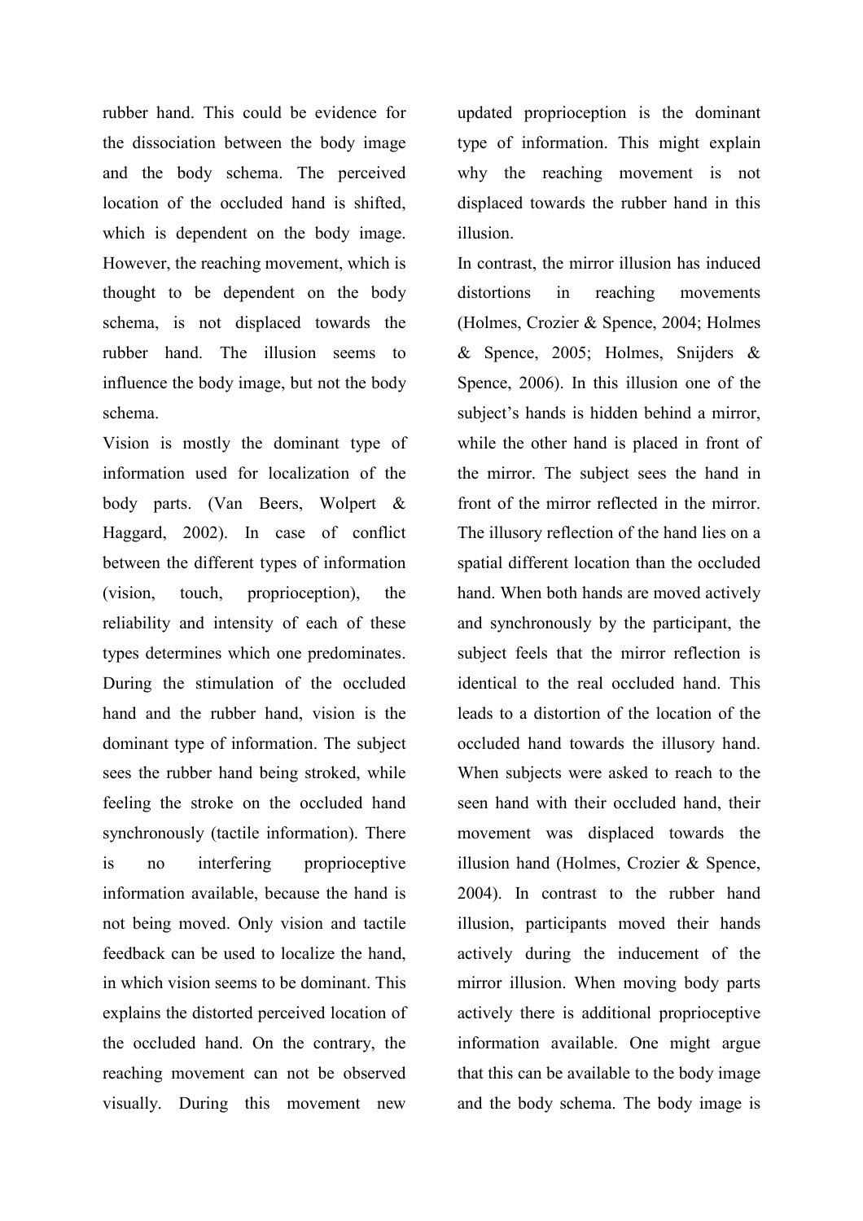rubber hand. This could be evidence for the dissociation between the body image and the body schema. The perceived location of the occluded hand is shifted, which is dependent on the body image. However, the reaching movement, which is thought to be dependent on the body schema, is not displaced towards the rubber hand. The illusion seems to influence the body image, but not the body schema.

Vision is mostly the dominant type of information used for localization of the body parts. (Van Beers, Wolpert & Haggard, 2002). In case of conflict between the different types of information (vision, touch, proprioception), the reliability and intensity of each of these types determines which one predominates. During the stimulation of the occluded hand and the rubber hand, vision is the dominant type of information. The subject sees the rubber hand being stroked, while feeling the stroke on the occluded hand synchronously (tactile information). There is no interfering proprioceptive information available, because the hand is not being moved. Only vision and tactile feedback can be used to localize the hand, in which vision seems to be dominant. This explains the distorted perceived location of the occluded hand. On the contrary, the reaching movement can not be observed visually. During this movement new updated proprioception is the dominant type of information. This might explain why the reaching movement is not displaced towards the rubber hand in this illusion.

In contrast, the mirror illusion has induced distortions in reaching movements (Holmes, Crozier & Spence, 2004; Holmes & Spence, 2005; Holmes, Snijders & Spence, 2006). In this illusion one of the subject's hands is hidden behind a mirror, while the other hand is placed in front of the mirror. The subject sees the hand in front of the mirror reflected in the mirror. The illusory reflection of the hand lies on a spatial different location than the occluded hand. When both hands are moved actively and synchronously by the participant, the subject feels that the mirror reflection is identical to the real occluded hand. This leads to a distortion of the location of the occluded hand towards the illusory hand. When subjects were asked to reach to the seen hand with their occluded hand, their movement was displaced towards the illusion hand (Holmes, Crozier & Spence, 2004). In contrast to the rubber hand illusion, participants moved their hands actively during the inducement of the mirror illusion. When moving body parts actively there is additional proprioceptive information available. One might argue that this can be available to the body image and the body schema. The body image is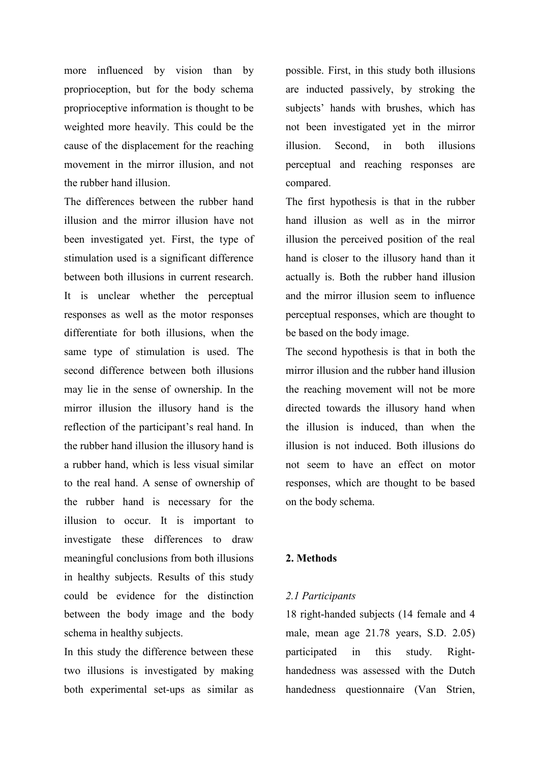more influenced by vision than by proprioception, but for the body schema proprioceptive information is thought to be weighted more heavily. This could be the cause of the displacement for the reaching movement in the mirror illusion, and not the rubber hand illusion.

The differences between the rubber hand illusion and the mirror illusion have not been investigated yet. First, the type of stimulation used is a significant difference between both illusions in current research. It is unclear whether the perceptual responses as well as the motor responses differentiate for both illusions, when the same type of stimulation is used. The second difference between both illusions may lie in the sense of ownership. In the mirror illusion the illusory hand is the reflection of the participant's real hand. In the rubber hand illusion the illusory hand is a rubber hand, which is less visual similar to the real hand. A sense of ownership of the rubber hand is necessary for the illusion to occur. It is important to investigate these differences to draw meaningful conclusions from both illusions in healthy subjects. Results of this study could be evidence for the distinction between the body image and the body schema in healthy subjects.

In this study the difference between these two illusions is investigated by making both experimental set-ups as similar as possible. First, in this study both illusions are inducted passively, by stroking the subjects' hands with brushes, which has not been investigated yet in the mirror illusion. Second, in both illusions perceptual and reaching responses are compared.

The first hypothesis is that in the rubber hand illusion as well as in the mirror illusion the perceived position of the real hand is closer to the illusory hand than it actually is. Both the rubber hand illusion and the mirror illusion seem to influence perceptual responses, which are thought to be based on the body image.

The second hypothesis is that in both the mirror illusion and the rubber hand illusion the reaching movement will not be more directed towards the illusory hand when the illusion is induced, than when the illusion is not induced. Both illusions do not seem to have an effect on motor responses, which are thought to be based on the body schema.

## 2. Methods

### *2.1 Participants*

18 right-handed subjects (14 female and 4 male, mean age 21.78 years, S.D. 2.05) participated in this study. Right-handedness was assessed with the Dutch handedness questionnaire (Van Strien,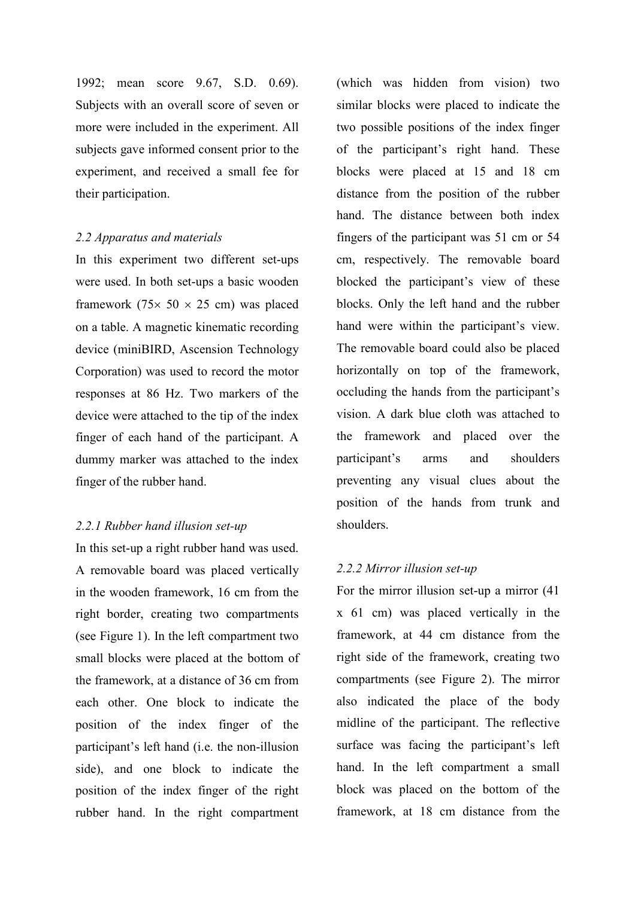1992; mean score 9.67, S.D. 0.69). Subjects with an overall score of seven or more were included in the experiment. All subjects gave informed consent prior to the experiment, and received a small fee for their participation.

### *2.2 Apparatus and materials*

In this experiment two different set-ups were used. In both set-ups a basic wooden framework (75× 50 × 25 cm) was placed on a table. A magnetic kinematic recording device (miniBIRD, Ascension Technology Corporation) was used to record the motor responses at 86 Hz. Two markers of the device were attached to the tip of the index finger of each hand of the participant. A dummy marker was attached to the index finger of the rubber hand.

#### *2.2.1 Rubber hand illusion set-up*

In this set-up a right rubber hand was used. A removable board was placed vertically in the wooden framework, 16 cm from the right border, creating two compartments (see Figure 1). In the left compartment two small blocks were placed at the bottom of the framework, at a distance of 36 cm from each other. One block to indicate the position of the index finger of the participant's left hand (i.e. the non-illusion side), and one block to indicate the position of the index finger of the right rubber hand. In the right compartment (which was hidden from vision) two similar blocks were placed to indicate the two possible positions of the index finger of the participant's right hand. These blocks were placed at 15 and 18 cm distance from the position of the rubber hand. The distance between both index fingers of the participant was 51 cm or 54 cm, respectively. The removable board blocked the participant's view of these blocks. Only the left hand and the rubber hand were within the participant's view. The removable board could also be placed horizontally on top of the framework, occluding the hands from the participant's vision. A dark blue cloth was attached to the framework and placed over the participant's arms and shoulders preventing any visual clues about the position of the hands from trunk and shoulders.

#### *2.2.2 Mirror illusion set-up*

For the mirror illusion set-up a mirror (41 x 61 cm) was placed vertically in the framework, at 44 cm distance from the right side of the framework, creating two compartments (see Figure 2). The mirror also indicated the place of the body midline of the participant. The reflective surface was facing the participant's left hand. In the left compartment a small block was placed on the bottom of the framework, at 18 cm distance from the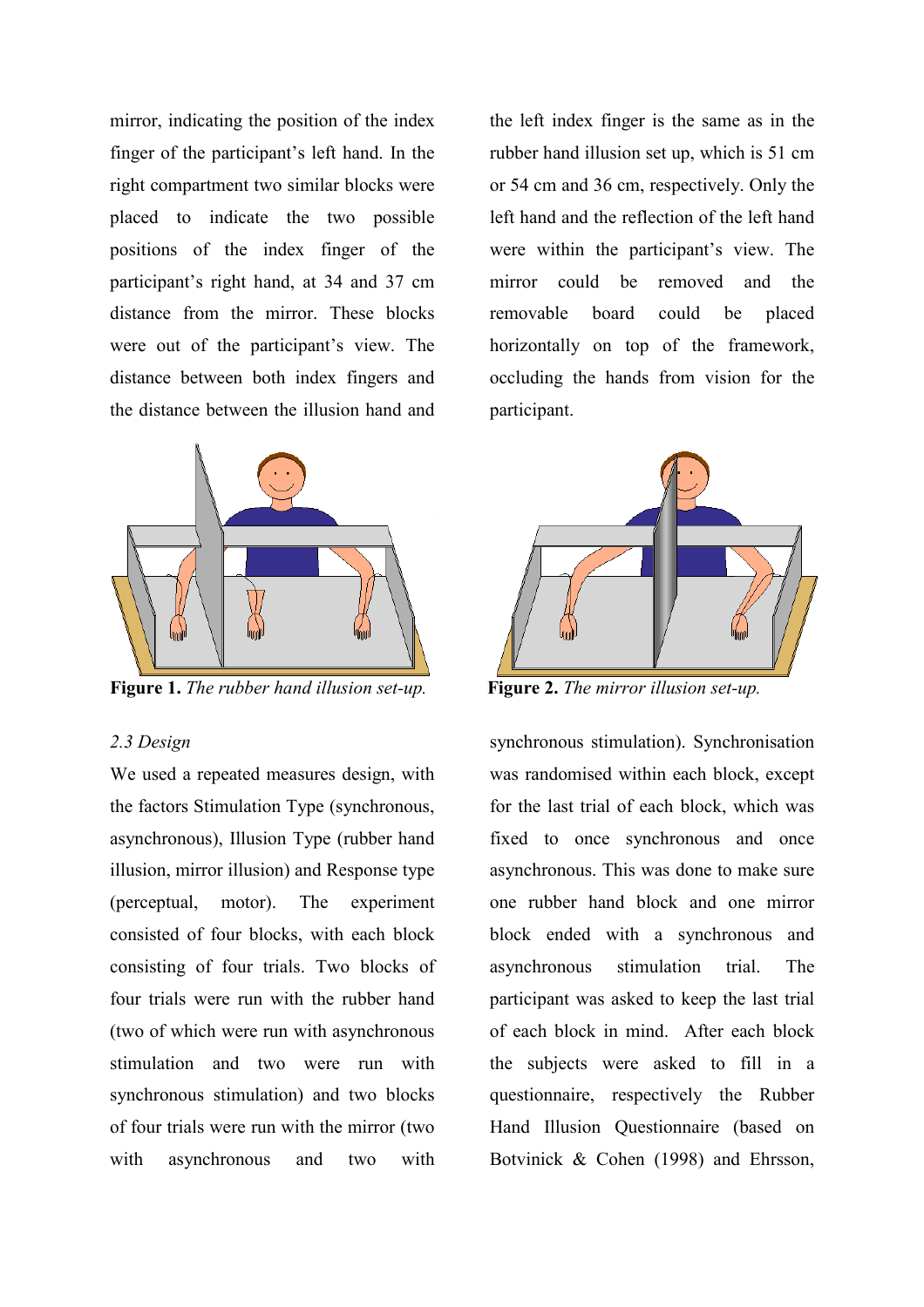mirror, indicating the position of the index finger of the participant's left hand. In the right compartment two similar blocks were placed to indicate the two possible positions of the index finger of the participant's right hand, at 34 and 37 cm distance from the mirror. These blocks were out of the participant's view. The distance between both index fingers and the distance between the illusion hand and the left index finger is the same as in the rubber hand illusion set up, which is 51 cm or 54 cm and 36 cm, respectively. Only the left hand and the reflection of the left hand were within the participant's view. The mirror could be removed and the removable board could be placed horizontally on top of the framework, occluding the hands from vision for the participant.

**Figure 1.** *The rubber hand illusion set-up.*

**Figure 2.** *The mirror illusion set-up.*

*2.3 Design*

We used a repeated measures design, with the factors Stimulation Type (synchronous, asynchronous), Illusion Type (rubber hand illusion, mirror illusion) and Response type (perceptual, motor). The experiment consisted of four blocks, with each block consisting of four trials. Two blocks of four trials were run with the rubber hand (two of which were run with asynchronous stimulation and two were run with synchronous stimulation) and two blocks of four trials were run with the mirror (two with asynchronous and two with synchronous stimulation). Synchronisation was randomised within each block, except for the last trial of each block, which was fixed to once synchronous and once asynchronous. This was done to make sure one rubber hand block and one mirror block ended with a synchronous and asynchronous stimulation trial. The participant was asked to keep the last trial of each block in mind. After each block the subjects were asked to fill in a questionnaire, respectively the Rubber Hand Illusion Questionnaire (based on Botvinick & Cohen (1998) and Ehrsson,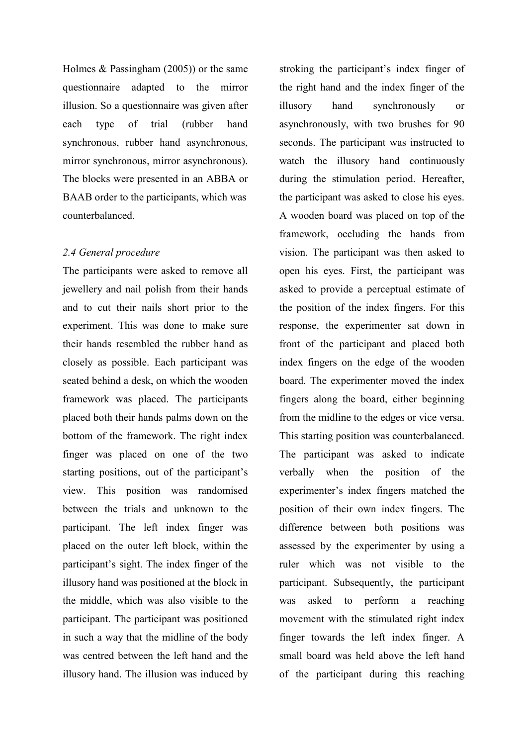Holmes & Passingham (2005)) or the same questionnaire adapted to the mirror illusion. So a questionnaire was given after each type of trial (rubber hand synchronous, rubber hand asynchronous, mirror synchronous, mirror asynchronous). The blocks were presented in an ABBA or BAAB order to the participants, which was counterbalanced.

*2.4 General procedure*

The participants were asked to remove all jewellery and nail polish from their hands and to cut their nails short prior to the experiment. This was done to make sure their hands resembled the rubber hand as closely as possible. Each participant was seated behind a desk, on which the wooden framework was placed. The participants placed both their hands palms down on the bottom of the framework. The right index finger was placed on one of the two starting positions, out of the participant's view. This position was randomised between the trials and unknown to the participant. The left index finger was placed on the outer left block, within the participant's sight. The index finger of the illusory hand was positioned at the block in the middle, which was also visible to the participant. The participant was positioned in such a way that the midline of the body was centred between the left hand and the illusory hand. The illusion was induced by stroking the participant's index finger of the right hand and the index finger of the illusory hand synchronously or asynchronously, with two brushes for 90 seconds. The participant was instructed to watch the illusory hand continuously during the stimulation period. Hereafter, the participant was asked to close his eyes. A wooden board was placed on top of the framework, occluding the hands from vision. The participant was then asked to open his eyes. First, the participant was asked to provide a perceptual estimate of the position of the index fingers. For this response, the experimenter sat down in front of the participant and placed both index fingers on the edge of the wooden board. The experimenter moved the index fingers along the board, either beginning from the midline to the edges or vice versa. This starting position was counterbalanced. The participant was asked to indicate verbally when the position of the experimenter's index fingers matched the position of their own index fingers. The difference between both positions was assessed by the experimenter by using a ruler which was not visible to the participant. Subsequently, the participant was asked to perform a reaching movement with the stimulated right index finger towards the left index finger. A small board was held above the left hand of the participant during this reaching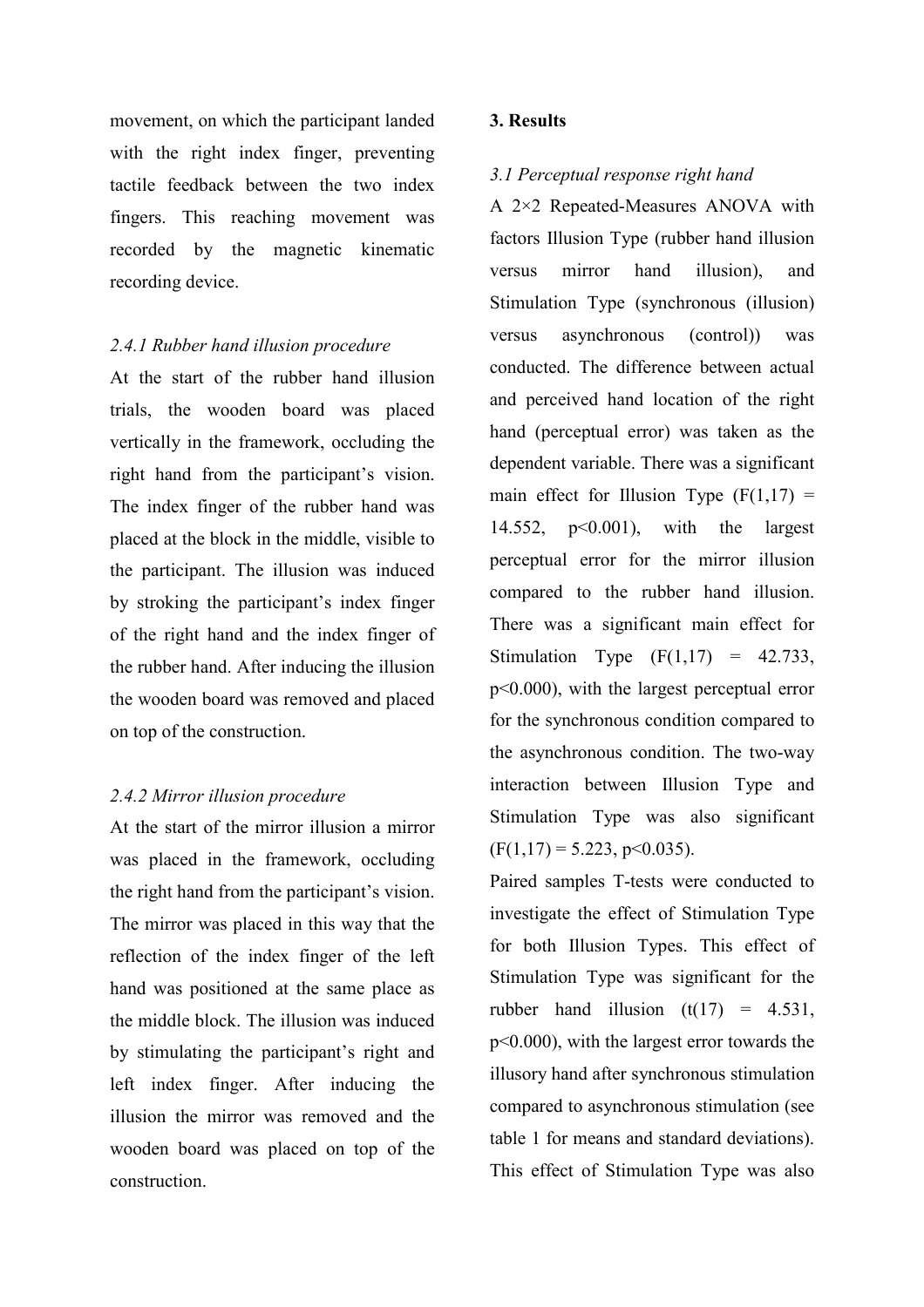movement, on which the participant landed with the right index finger, preventing tactile feedback between the two index fingers. This reaching movement was recorded by the magnetic kinematic recording device.

#### *2.4.1 Rubber hand illusion procedure*

At the start of the rubber hand illusion trials, the wooden board was placed vertically in the framework, occluding the right hand from the participant's vision. The index finger of the rubber hand was placed at the block in the middle, visible to the participant. The illusion was induced by stroking the participant's index finger of the right hand and the index finger of the rubber hand. After inducing the illusion the wooden board was removed and placed on top of the construction.

#### *2.4.2 Mirror illusion procedure*

At the start of the mirror illusion a mirror was placed in the framework, occluding the right hand from the participant's vision. The mirror was placed in this way that the reflection of the index finger of the left hand was positioned at the same place as the middle block. The illusion was induced by stimulating the participant's right and left index finger. After inducing the illusion the mirror was removed and the wooden board was placed on top of the construction.

## **3. Results**

### *3.1 Perceptual response right hand*

A 2×2 Repeated-Measures ANOVA with factors Illusion Type (rubber hand illusion versus mirror hand illusion), and Stimulation Type (synchronous (illusion) versus asynchronous (control)) was conducted. The difference between actual and perceived hand location of the right hand (perceptual error) was taken as the dependent variable. There was a significant main effect for Illusion Type ($F(1,17) = 14.552$, $p<0.001$), with the largest perceptual error for the mirror illusion compared to the rubber hand illusion. There was a significant main effect for Stimulation Type ($F(1,17) = 42.733$, $p<0.000$), with the largest perceptual error for the synchronous condition compared to the asynchronous condition. The two-way interaction between Illusion Type and Stimulation Type was also significant ($F(1,17) = 5.223$, $p<0.035$).

Paired samples T-tests were conducted to investigate the effect of Stimulation Type for both Illusion Types. This effect of Stimulation Type was significant for the rubber hand illusion ($t(17) = 4.531$, $p<0.000$), with the largest error towards the illusory hand after synchronous stimulation compared to asynchronous stimulation (see table 1 for means and standard deviations). This effect of Stimulation Type was also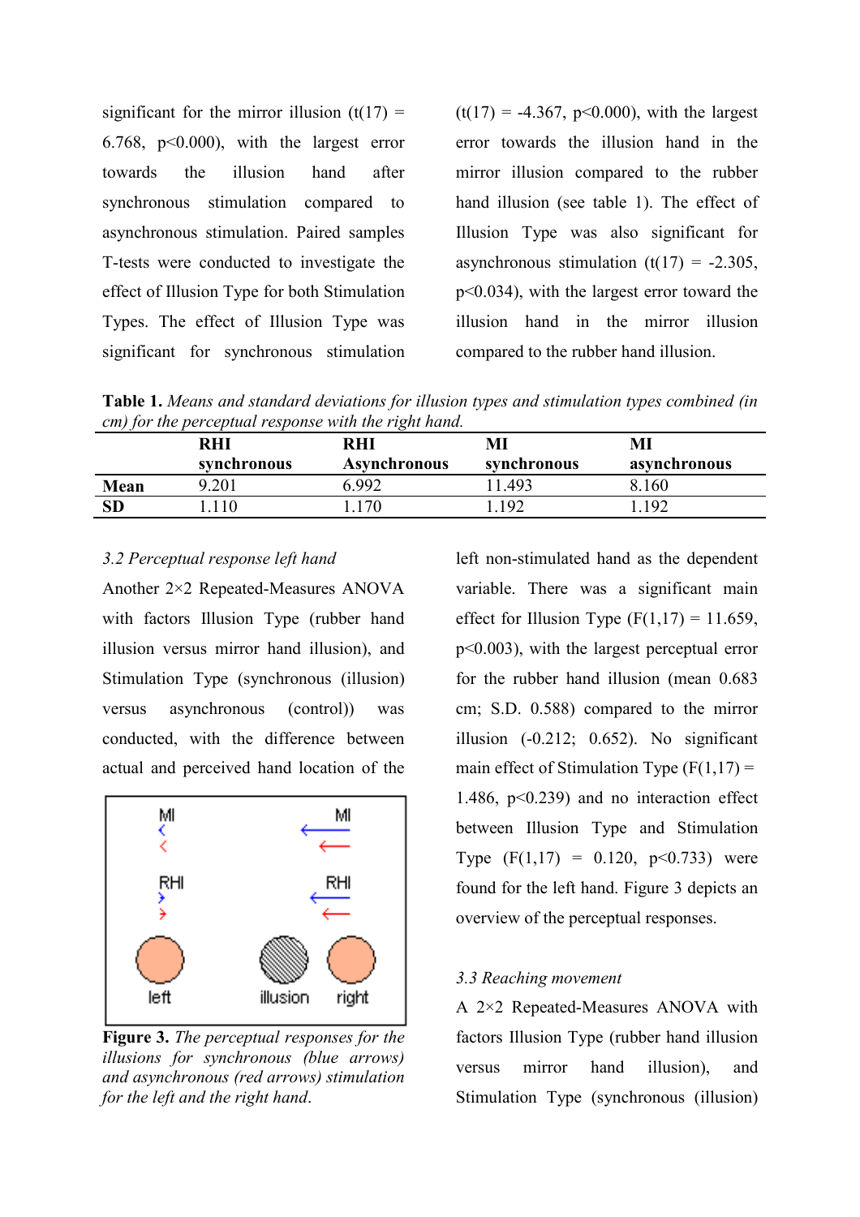significant for the mirror illusion ($t(17) = 6.768$, $p<0.000$), with the largest error towards the illusion hand after synchronous stimulation compared to asynchronous stimulation. Paired samples T-tests were conducted to investigate the effect of Illusion Type for both Stimulation Types. The effect of Illusion Type was significant for synchronous stimulation ($t(17) = -4.367$, $p<0.000$), with the largest error towards the illusion hand in the mirror illusion compared to the rubber hand illusion (see table 1). The effect of Illusion Type was also significant for asynchronous stimulation ($t(17) = -2.305$, $p<0.034$), with the largest error toward the illusion hand in the mirror illusion compared to the rubber hand illusion.

**Table 1.** *Means and standard deviations for illusion types and stimulation types combined (in cm) for the perceptual response with the right hand.*

| | RHI synchronous | RHI Asynchronous | MI synchronous | MI asynchronous |
|---|---|---|---|---|
| **Mean** | 9.201 | 6.992 | 11.493 | 8.160 |
| **SD** | 1.110 | 1.170 | 1.192 | 1.192 |

*3.2 Perceptual response left hand*

Another 2×2 Repeated-Measures ANOVA with factors Illusion Type (rubber hand illusion versus mirror hand illusion), and Stimulation Type (synchronous (illusion) versus asynchronous (control)) was conducted, with the difference between actual and perceived hand location of the left non-stimulated hand as the dependent variable. There was a significant main effect for Illusion Type ($F(1,17) = 11.659$, $p<0.003$), with the largest perceptual error for the rubber hand illusion (mean 0.683 cm; S.D. 0.588) compared to the mirror illusion (-0.212; 0.652). No significant main effect of Stimulation Type ($F(1,17) = 1.486$, $p<0.239$) and no interaction effect between Illusion Type and Stimulation Type ($F(1,17) = 0.120$, $p<0.733$) were found for the left hand. Figure 3 depicts an overview of the perceptual responses.

MI
MI
RHI
RHI
left
illusion
right

**Figure 3.** *The perceptual responses for the illusions for synchronous (blue arrows) and asynchronous (red arrows) stimulation for the left and the right hand.*

*3.3 Reaching movement*

A 2×2 Repeated-Measures ANOVA with factors Illusion Type (rubber hand illusion versus mirror hand illusion), and Stimulation Type (synchronous (illusion)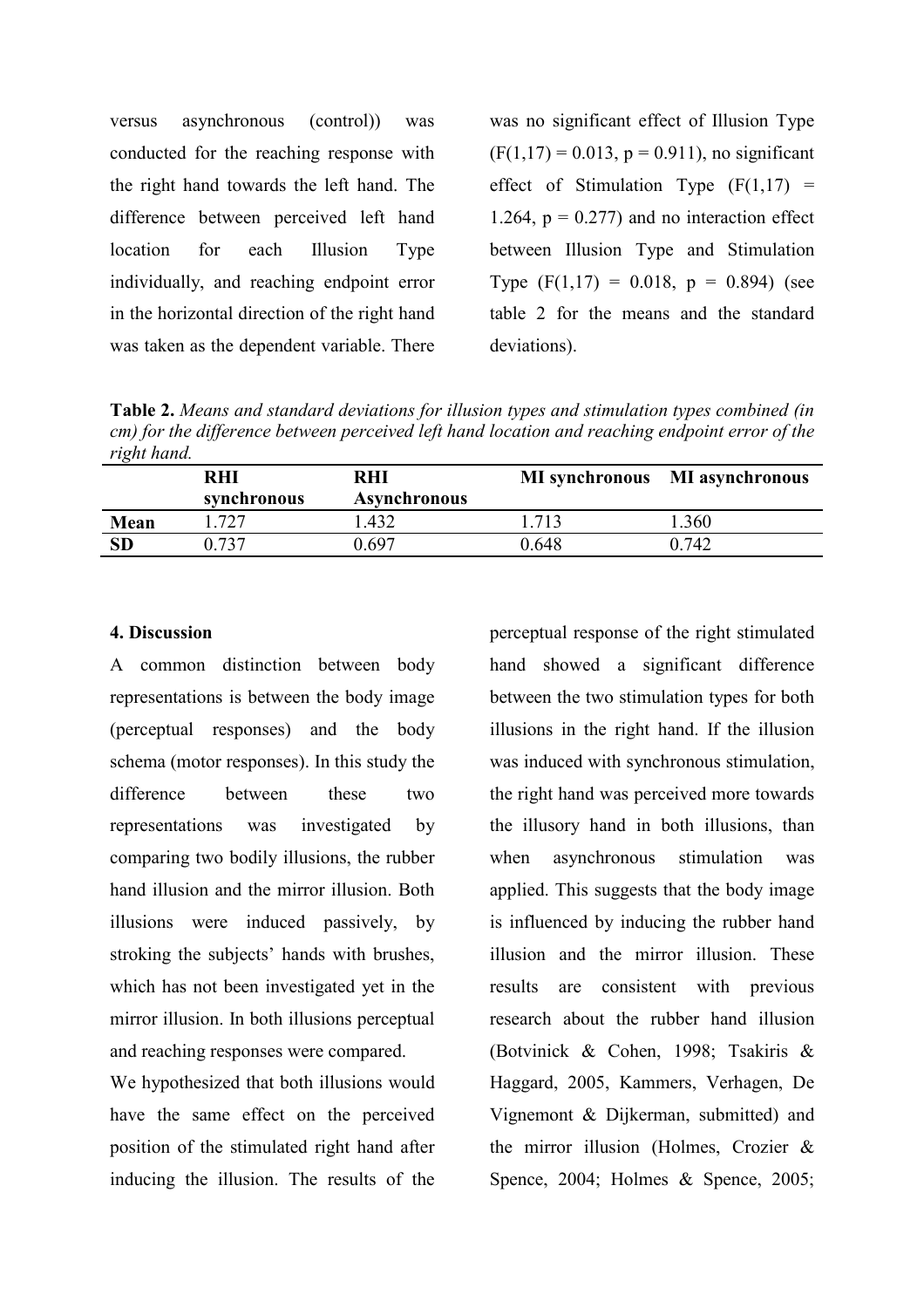versus asynchronous (control)) was conducted for the reaching response with the right hand towards the left hand. The difference between perceived left hand location for each Illusion Type individually, and reaching endpoint error in the horizontal direction of the right hand was taken as the dependent variable. There was no significant effect of Illusion Type ($F(1,17) = 0.013$, $p = 0.911$), no significant effect of Stimulation Type ($F(1,17) = 1.264$, $p = 0.277$) and no interaction effect between Illusion Type and Stimulation Type ($F(1,17) = 0.018$, $p = 0.894$) (see table 2 for the means and the standard deviations).

**Table 2.** *Means and standard deviations for illusion types and stimulation types combined (in cm) for the difference between perceived left hand location and reaching endpoint error of the right hand.*

| | RHI synchronous | RHI Asynchronous | MI synchronous | MI asynchronous |
|---|---|---|---|---|
| **Mean** | 1.727 | 1.432 | 1.713 | 1.360 |
| **SD** | 0.737 | 0.697 | 0.648 | 0.742 |

#### 4. Discussion

A common distinction between body representations is between the body image (perceptual responses) and the body schema (motor responses). In this study the difference between these two representations was investigated by comparing two bodily illusions, the rubber hand illusion and the mirror illusion. Both illusions were induced passively, by stroking the subjects' hands with brushes, which has not been investigated yet in the mirror illusion. In both illusions perceptual and reaching responses were compared.

We hypothesized that both illusions would have the same effect on the perceived position of the stimulated right hand after inducing the illusion. The results of the perceptual response of the right stimulated hand showed a significant difference between the two stimulation types for both illusions in the right hand. If the illusion was induced with synchronous stimulation, the right hand was perceived more towards the illusory hand in both illusions, than when asynchronous stimulation was applied. This suggests that the body image is influenced by inducing the rubber hand illusion and the mirror illusion. These results are consistent with previous research about the rubber hand illusion (Botvinick & Cohen, 1998; Tsakiris & Haggard, 2005, Kammers, Verhagen, De Vignemont & Dijkerman, submitted) and the mirror illusion (Holmes, Crozier & Spence, 2004; Holmes & Spence, 2005;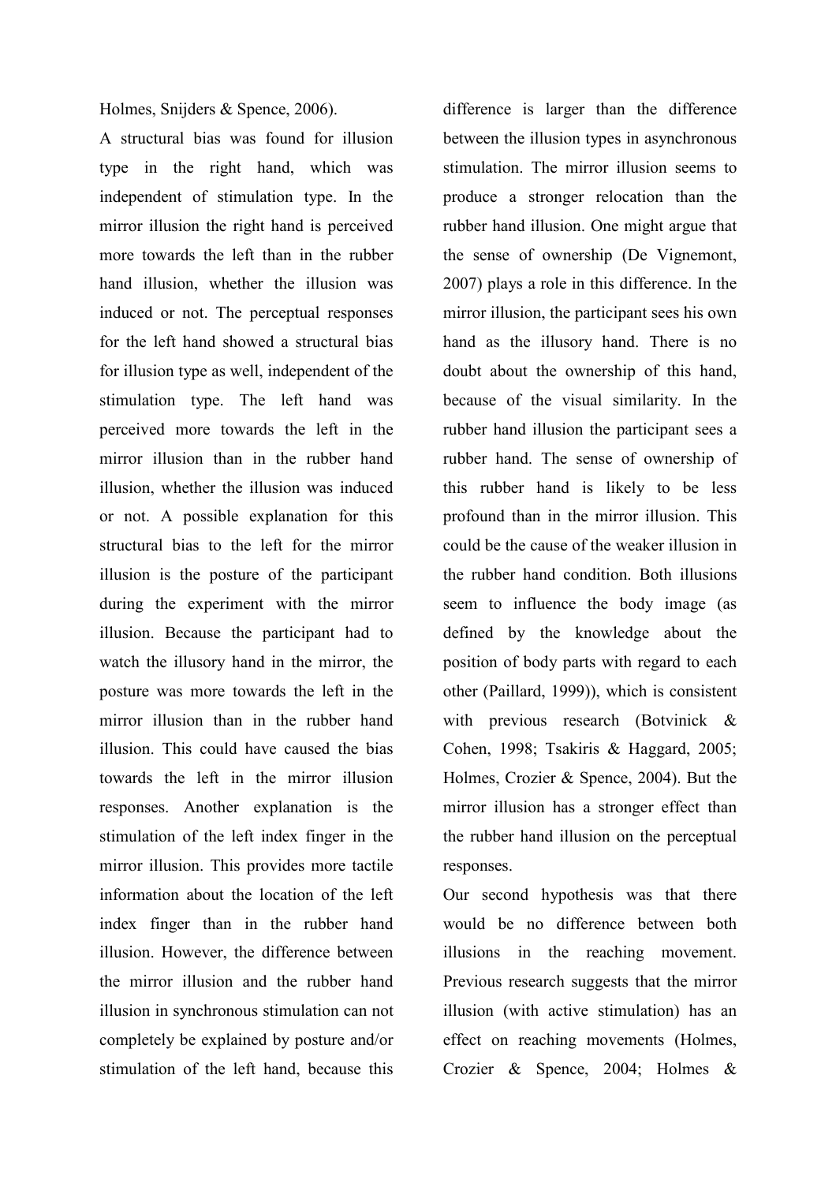Holmes, Snijders & Spence, 2006).

A structural bias was found for illusion type in the right hand, which was independent of stimulation type. In the mirror illusion the right hand is perceived more towards the left than in the rubber hand illusion, whether the illusion was induced or not. The perceptual responses for the left hand showed a structural bias for illusion type as well, independent of the stimulation type. The left hand was perceived more towards the left in the mirror illusion than in the rubber hand illusion, whether the illusion was induced or not. A possible explanation for this structural bias to the left for the mirror illusion is the posture of the participant during the experiment with the mirror illusion. Because the participant had to watch the illusory hand in the mirror, the posture was more towards the left in the mirror illusion than in the rubber hand illusion. This could have caused the bias towards the left in the mirror illusion responses. Another explanation is the stimulation of the left index finger in the mirror illusion. This provides more tactile information about the location of the left index finger than in the rubber hand illusion. However, the difference between the mirror illusion and the rubber hand illusion in synchronous stimulation can not completely be explained by posture and/or stimulation of the left hand, because this difference is larger than the difference between the illusion types in asynchronous stimulation. The mirror illusion seems to produce a stronger relocation than the rubber hand illusion. One might argue that the sense of ownership (De Vignemont, 2007) plays a role in this difference. In the mirror illusion, the participant sees his own hand as the illusory hand. There is no doubt about the ownership of this hand, because of the visual similarity. In the rubber hand illusion the participant sees a rubber hand. The sense of ownership of this rubber hand is likely to be less profound than in the mirror illusion. This could be the cause of the weaker illusion in the rubber hand condition. Both illusions seem to influence the body image (as defined by the knowledge about the position of body parts with regard to each other (Paillard, 1999)), which is consistent with previous research (Botvinick & Cohen, 1998; Tsakiris & Haggard, 2005; Holmes, Crozier & Spence, 2004). But the mirror illusion has a stronger effect than the rubber hand illusion on the perceptual responses.

Our second hypothesis was that there would be no difference between both illusions in the reaching movement. Previous research suggests that the mirror illusion (with active stimulation) has an effect on reaching movements (Holmes, Crozier & Spence, 2004; Holmes &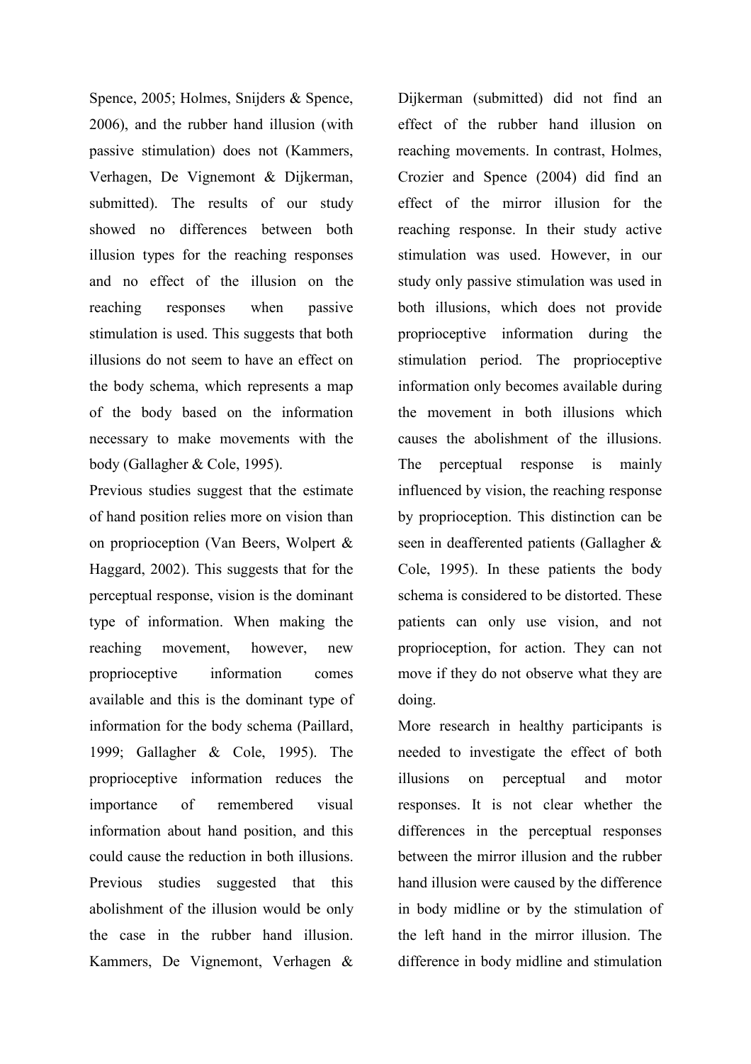Spence, 2005; Holmes, Snijders & Spence, 2006), and the rubber hand illusion (with passive stimulation) does not (Kammers, Verhagen, De Vignemont & Dijkerman, submitted). The results of our study showed no differences between both illusion types for the reaching responses and no effect of the illusion on the reaching responses when passive stimulation is used. This suggests that both illusions do not seem to have an effect on the body schema, which represents a map of the body based on the information necessary to make movements with the body (Gallagher & Cole, 1995).

Previous studies suggest that the estimate of hand position relies more on vision than on proprioception (Van Beers, Wolpert & Haggard, 2002). This suggests that for the perceptual response, vision is the dominant type of information. When making the reaching movement, however, new proprioceptive information comes available and this is the dominant type of information for the body schema (Paillard, 1999; Gallagher & Cole, 1995). The proprioceptive information reduces the importance of remembered visual information about hand position, and this could cause the reduction in both illusions. Previous studies suggested that this abolishment of the illusion would be only the case in the rubber hand illusion. Kammers, De Vignemont, Verhagen & Dijkerman (submitted) did not find an effect of the rubber hand illusion on reaching movements. In contrast, Holmes, Crozier and Spence (2004) did find an effect of the mirror illusion for the reaching response. In their study active stimulation was used. However, in our study only passive stimulation was used in both illusions, which does not provide proprioceptive information during the stimulation period. The proprioceptive information only becomes available during the movement in both illusions which causes the abolishment of the illusions. The perceptual response is mainly influenced by vision, the reaching response by proprioception. This distinction can be seen in deafferented patients (Gallagher & Cole, 1995). In these patients the body schema is considered to be distorted. These patients can only use vision, and not proprioception, for action. They can not move if they do not observe what they are doing.

More research in healthy participants is needed to investigate the effect of both illusions on perceptual and motor responses. It is not clear whether the differences in the perceptual responses between the mirror illusion and the rubber hand illusion were caused by the difference in body midline or by the stimulation of the left hand in the mirror illusion. The difference in body midline and stimulation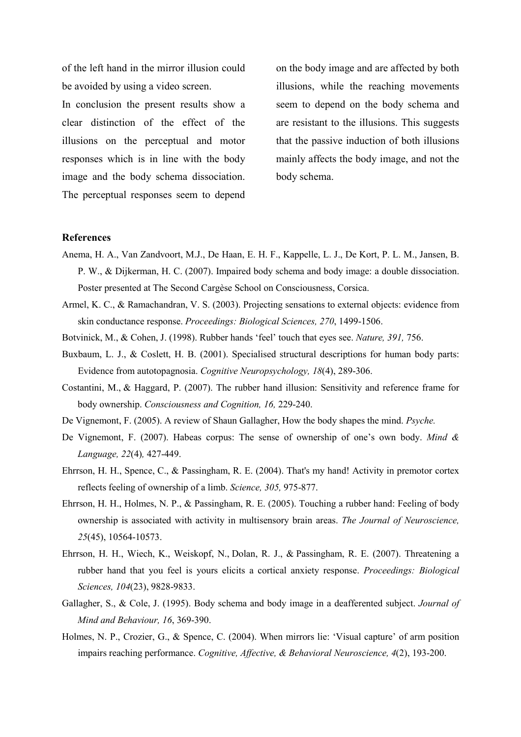of the left hand in the mirror illusion could be avoided by using a video screen.

In conclusion the present results show a clear distinction of the effect of the illusions on the perceptual and motor responses which is in line with the body image and the body schema dissociation. The perceptual responses seem to depend on the body image and are affected by both illusions, while the reaching movements seem to depend on the body schema and are resistant to the illusions. This suggests that the passive induction of both illusions mainly affects the body image, and not the body schema.

**References**

Anema, H. A., Van Zandvoort, M.J., De Haan, E. H. F., Kappelle, L. J., De Kort, P. L. M., Jansen, B. P. W., & Dijkerman, H. C. (2007). Impaired body schema and body image: a double dissociation. Poster presented at The Second Cargèse School on Consciousness, Corsica.

Armel, K. C., & Ramachandran, V. S. (2003). Projecting sensations to external objects: evidence from skin conductance response. *Proceedings: Biological Sciences, 270*, 1499-1506.

Botvinick, M., & Cohen, J. (1998). Rubber hands 'feel' touch that eyes see. *Nature, 391,* 756.

Buxbaum, L. J., & Coslett, H. B. (2001). Specialised structural descriptions for human body parts: Evidence from autotopagnosia. *Cognitive Neuropsychology, 18*(4), 289-306.

Costantini, M., & Haggard, P. (2007). The rubber hand illusion: Sensitivity and reference frame for body ownership. *Consciousness and Cognition, 16,* 229-240.

De Vignemont, F. (2005). A review of Shaun Gallagher, How the body shapes the mind. *Psyche.*

De Vignemont, F. (2007). Habeas corpus: The sense of ownership of one's own body. *Mind & Language, 22*(4)*,* 427-449.

Ehrrson, H. H., Spence, C., & Passingham, R. E. (2004). That's my hand! Activity in premotor cortex reflects feeling of ownership of a limb. *Science, 305,* 975-877.

Ehrrson, H. H., Holmes, N. P., & Passingham, R. E. (2005). Touching a rubber hand: Feeling of body ownership is associated with activity in multisensory brain areas. *The Journal of Neuroscience, 25*(45), 10564-10573.

Ehrrson, H. H., Wiech, K., Weiskopf, N., Dolan, R. J., & Passingham, R. E. (2007). Threatening a rubber hand that you feel is yours elicits a cortical anxiety response. *Proceedings: Biological Sciences, 104*(23), 9828-9833.

Gallagher, S., & Cole, J. (1995). Body schema and body image in a deafferented subject. *Journal of Mind and Behaviour, 16*, 369-390.

Holmes, N. P., Crozier, G., & Spence, C. (2004). When mirrors lie: 'Visual capture' of arm position impairs reaching performance. *Cognitive, Affective, & Behavioral Neuroscience, 4*(2), 193-200.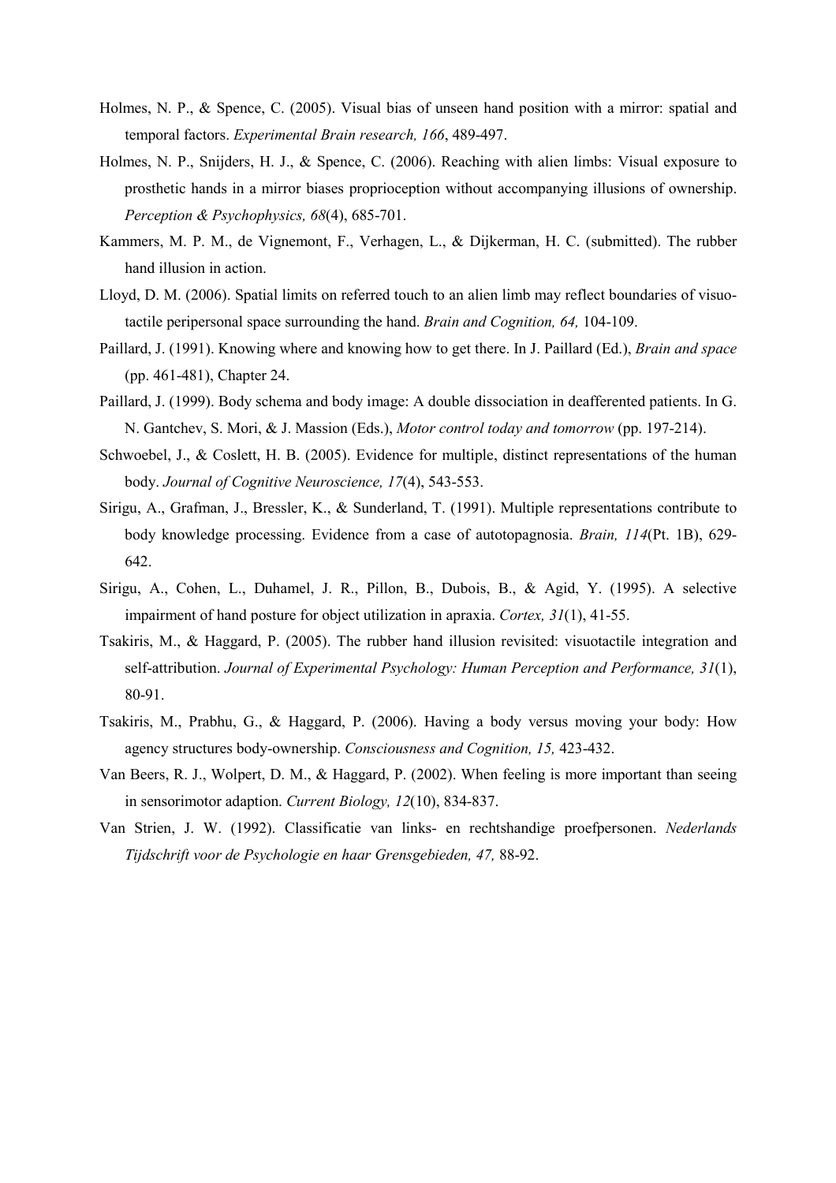Holmes, N. P., & Spence, C. (2005). Visual bias of unseen hand position with a mirror: spatial and temporal factors. *Experimental Brain research, 166*, 489-497.

Holmes, N. P., Snijders, H. J., & Spence, C. (2006). Reaching with alien limbs: Visual exposure to prosthetic hands in a mirror biases proprioception without accompanying illusions of ownership. *Perception & Psychophysics, 68*(4), 685-701.

Kammers, M. P. M., de Vignemont, F., Verhagen, L., & Dijkerman, H. C. (submitted). The rubber hand illusion in action.

Lloyd, D. M. (2006). Spatial limits on referred touch to an alien limb may reflect boundaries of visuo-tactile peripersonal space surrounding the hand. *Brain and Cognition, 64,* 104-109.

Paillard, J. (1991). Knowing where and knowing how to get there. In J. Paillard (Ed.), *Brain and space* (pp. 461-481), Chapter 24.

Paillard, J. (1999). Body schema and body image: A double dissociation in deafferented patients. In G. N. Gantchev, S. Mori, & J. Massion (Eds.), *Motor control today and tomorrow* (pp. 197-214).

Schwoebel, J., & Coslett, H. B. (2005). Evidence for multiple, distinct representations of the human body. *Journal of Cognitive Neuroscience, 17*(4), 543-553.

Sirigu, A., Grafman, J., Bressler, K., & Sunderland, T. (1991). Multiple representations contribute to body knowledge processing. Evidence from a case of autotopagnosia. *Brain, 114*(Pt. 1B), 629-642.

Sirigu, A., Cohen, L., Duhamel, J. R., Pillon, B., Dubois, B., & Agid, Y. (1995). A selective impairment of hand posture for object utilization in apraxia. *Cortex, 31*(1), 41-55.

Tsakiris, M., & Haggard, P. (2005). The rubber hand illusion revisited: visuotactile integration and self-attribution. *Journal of Experimental Psychology: Human Perception and Performance, 31*(1), 80-91.

Tsakiris, M., Prabhu, G., & Haggard, P. (2006). Having a body versus moving your body: How agency structures body-ownership. *Consciousness and Cognition, 15,* 423-432.

Van Beers, R. J., Wolpert, D. M., & Haggard, P. (2002). When feeling is more important than seeing in sensorimotor adaption. *Current Biology, 12*(10), 834-837.

Van Strien, J. W. (1992). Classificatie van links- en rechtshandige proefpersonen. *Nederlands Tijdschrift voor de Psychologie en haar Grensgebieden, 47,* 88-92.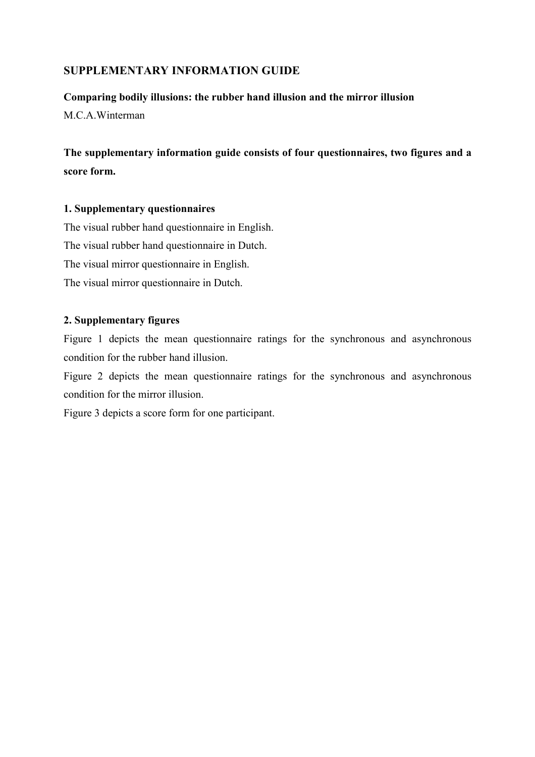## SUPPLEMENTARY INFORMATION GUIDE

**Comparing bodily illusions: the rubber hand illusion and the mirror illusion**

M.C.A.Winterman

**The supplementary information guide consists of four questionnaires, two figures and a score form.**

**1. Supplementary questionnaires**

The visual rubber hand questionnaire in English.

The visual rubber hand questionnaire in Dutch.

The visual mirror questionnaire in English.

The visual mirror questionnaire in Dutch.

**2. Supplementary figures**

Figure 1 depicts the mean questionnaire ratings for the synchronous and asynchronous condition for the rubber hand illusion.

Figure 2 depicts the mean questionnaire ratings for the synchronous and asynchronous condition for the mirror illusion.

Figure 3 depicts a score form for one participant.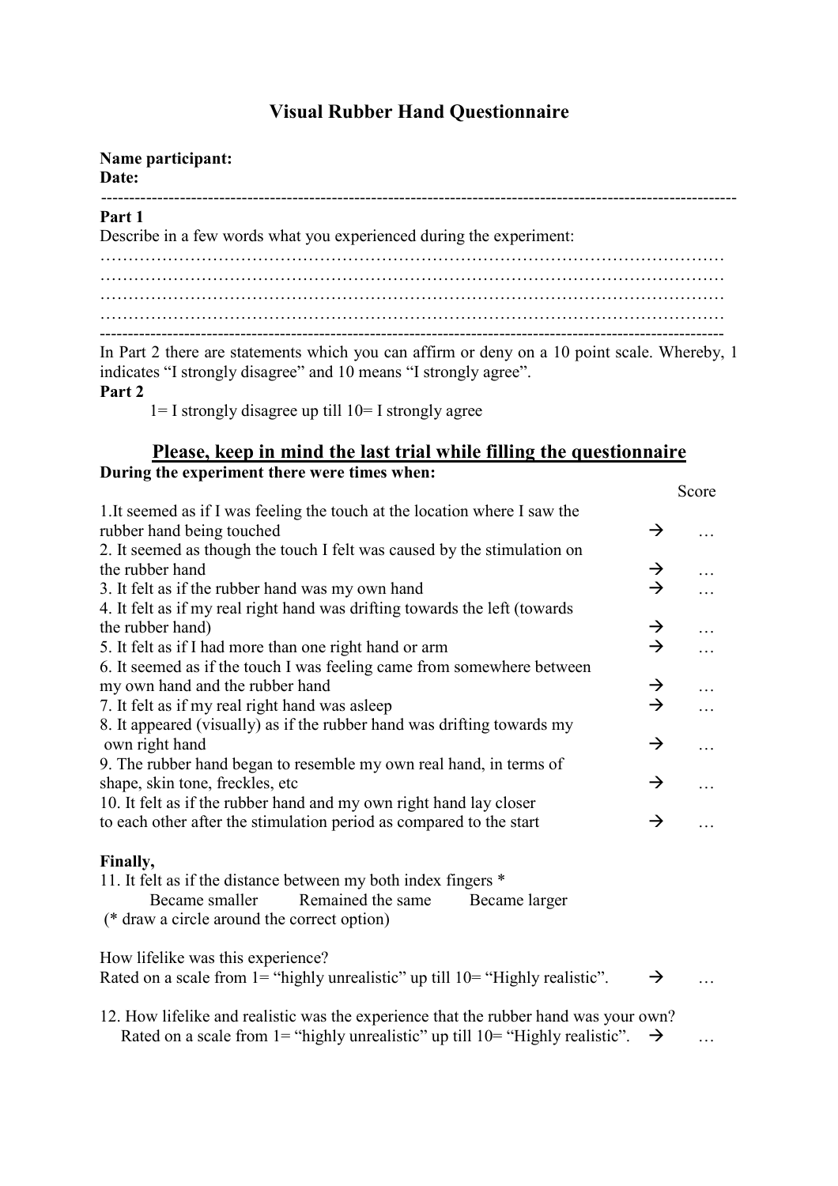# Visual Rubber Hand Questionnaire

**Name participant:**
**Date:**

---

**Part 1**

Describe in a few words what you experienced during the experiment:

…………………………………………………………………………………………………
…………………………………………………………………………………………………
…………………………………………………………………………………………………
…………………………………………………………………………………………………

---

In Part 2 there are statements which you can affirm or deny on a 10 point scale. Whereby, 1 indicates "I strongly disagree" and 10 means "I strongly agree".

**Part 2**

1= I strongly disagree up till 10= I strongly agree

## Please, keep in mind the last trial while filling the questionnaire

**During the experiment there were times when:**

| | | Score |
|---|---|---|
| 1.It seemed as if I was feeling the touch at the location where I saw the rubber hand being touched | → | … |
| 2. It seemed as though the touch I felt was caused by the stimulation on the rubber hand | → | … |
| 3. It felt as if the rubber hand was my own hand | → | … |
| 4. It felt as if my real right hand was drifting towards the left (towards the rubber hand) | → | … |
| 5. It felt as if I had more than one right hand or arm | → | … |
| 6. It seemed as if the touch I was feeling came from somewhere between my own hand and the rubber hand | → | … |
| 7. It felt as if my real right hand was asleep | → | … |
| 8. It appeared (visually) as if the rubber hand was drifting towards my own right hand | → | … |
| 9. The rubber hand began to resemble my own real hand, in terms of shape, skin tone, freckles, etc | → | … |
| 10. It felt as if the rubber hand and my own right hand lay closer to each other after the stimulation period as compared to the start | → | … |

**Finally,**

11. It felt as if the distance between my both index fingers *

Became smaller  Remained the same  Became larger

(* draw a circle around the correct option)

How lifelike was this experience?
Rated on a scale from 1= "highly unrealistic" up till 10= "Highly realistic". → …

12. How lifelike and realistic was the experience that the rubber hand was your own?
Rated on a scale from 1= "highly unrealistic" up till 10= "Highly realistic". → …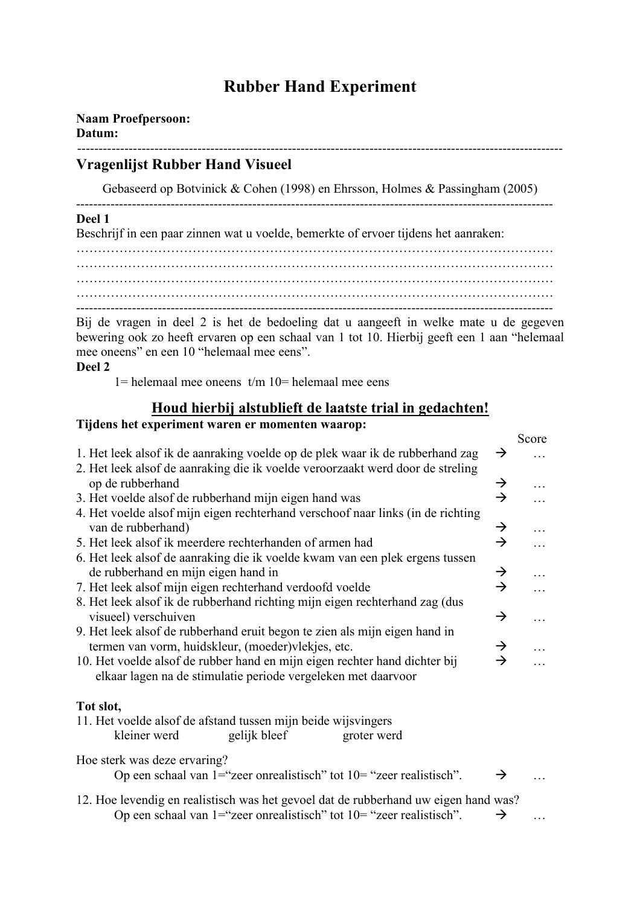# Rubber Hand Experiment

**Naam Proefpersoon:**
**Datum:**

---

## Vragenlijst Rubber Hand Visueel

Gebaseerd op Botvinick & Cohen (1998) en Ehrsson, Holmes & Passingham (2005)

---

**Deel 1**

Beschrijf in een paar zinnen wat u voelde, bemerkte of ervoer tijdens het aanraken:

…………………………………………………………………………………………………
…………………………………………………………………………………………………
…………………………………………………………………………………………………
…………………………………………………………………………………………………

---

Bij de vragen in deel 2 is het de bedoeling dat u aangeeft in welke mate u de gegeven bewering ook zo heeft ervaren op een schaal van 1 tot 10. Hierbij geeft een 1 aan "helemaal mee oneens" en een 10 "helemaal mee eens".

**Deel 2**

1= helemaal mee oneens t/m 10= helemaal mee eens

**<u>Houd hierbij alstublieft de laatste trial in gedachten!</u>**

**Tijdens het experiment waren er momenten waarop:**

| | | Score |
|---|---|---|
| 1. Het leek alsof ik de aanraking voelde op de plek waar ik de rubberhand zag | → | … |
| 2. Het leek alsof de aanraking die ik voelde veroorzaakt werd door de streling op de rubberhand | → | … |
| 3. Het voelde alsof de rubberhand mijn eigen hand was | → | … |
| 4. Het voelde alsof mijn eigen rechterhand verschoof naar links (in de richting van de rubberhand) | → | … |
| 5. Het leek alsof ik meerdere rechterhanden of armen had | → | … |
| 6. Het leek alsof de aanraking die ik voelde kwam van een plek ergens tussen de rubberhand en mijn eigen hand in | → | … |
| 7. Het leek alsof mijn eigen rechterhand verdoofd voelde | → | … |
| 8. Het leek alsof ik de rubberhand richting mijn eigen rechterhand zag (dus visueel) verschuiven | → | … |
| 9. Het leek alsof de rubberhand eruit begon te zien als mijn eigen hand in termen van vorm, huidskleur, (moeder)vlekjes, etc. | → | … |
| 10. Het voelde alsof de rubber hand en mijn eigen rechter hand dichter bij elkaar lagen na de stimulatie periode vergeleken met daarvoor | → | … |

**Tot slot,**

11. Het voelde alsof de afstand tussen mijn beide wijsvingers

kleiner werd     gelijk bleef     groter werd

Hoe sterk was deze ervaring?

Op een schaal van 1="zeer onrealistisch" tot 10= "zeer realistisch". → …

12. Hoe levendig en realistisch was het gevoel dat de rubberhand uw eigen hand was?

Op een schaal van 1="zeer onrealistisch" tot 10= "zeer realistisch". → …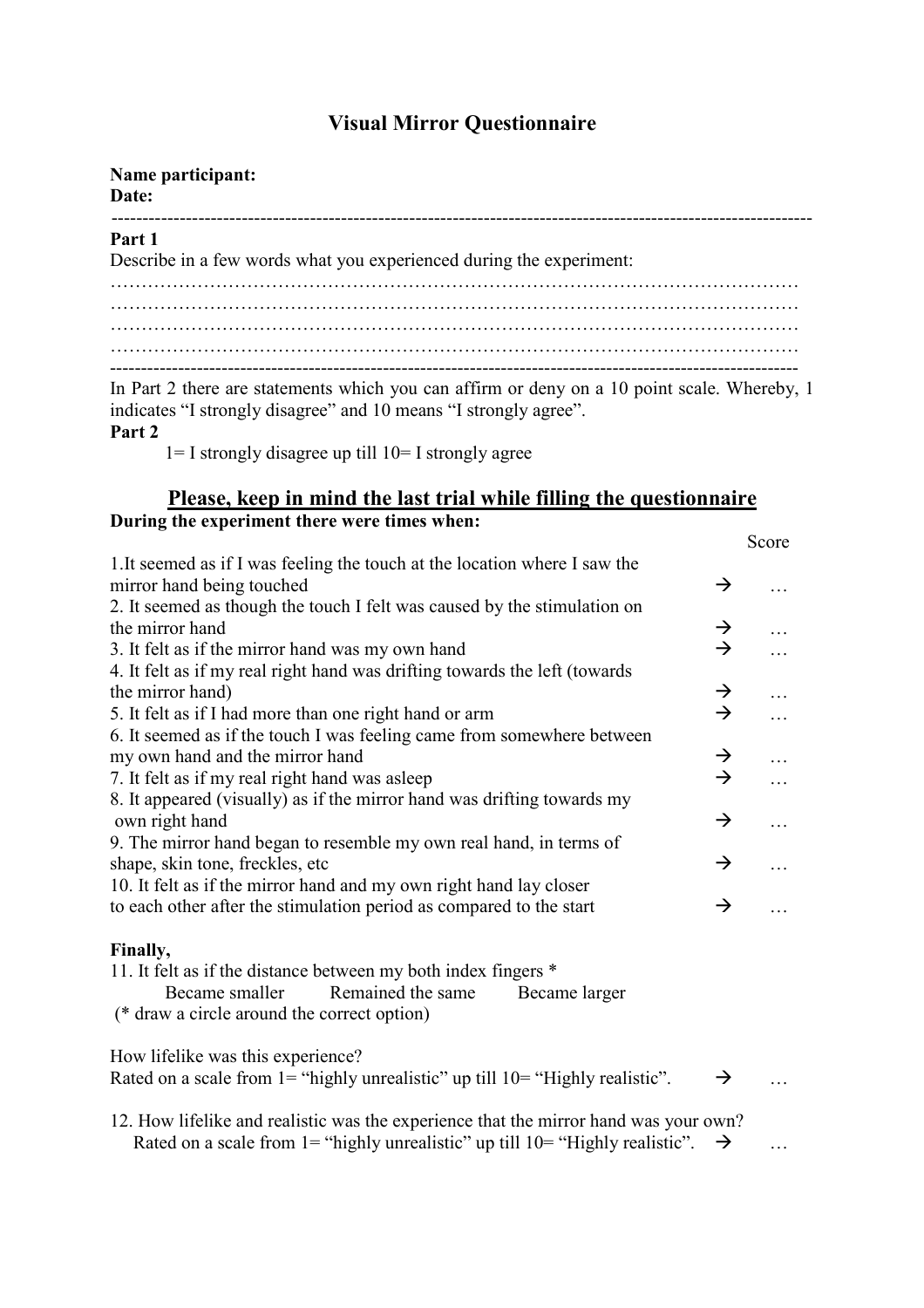# Visual Mirror Questionnaire

**Name participant:**
**Date:**

---

**Part 1**

Describe in a few words what you experienced during the experiment:

…………………………………………………………………………………………………
…………………………………………………………………………………………………
…………………………………………………………………………………………………
…………………………………………………………………………………………………

---

In Part 2 there are statements which you can affirm or deny on a 10 point scale. Whereby, 1 indicates "I strongly disagree" and 10 means "I strongly agree".

**Part 2**

1= I strongly disagree up till 10= I strongly agree

## Please, keep in mind the last trial while filling the questionnaire

**During the experiment there were times when:**

| | | Score |
|---|---|---|
| 1. It seemed as if I was feeling the touch at the location where I saw the mirror hand being touched | → | … |
| 2. It seemed as though the touch I felt was caused by the stimulation on the mirror hand | → | … |
| 3. It felt as if the mirror hand was my own hand | → | … |
| 4. It felt as if my real right hand was drifting towards the left (towards the mirror hand) | → | … |
| 5. It felt as if I had more than one right hand or arm | → | … |
| 6. It seemed as if the touch I was feeling came from somewhere between my own hand and the mirror hand | → | … |
| 7. It felt as if my real right hand was asleep | → | … |
| 8. It appeared (visually) as if the mirror hand was drifting towards my own right hand | → | … |
| 9. The mirror hand began to resemble my own real hand, in terms of shape, skin tone, freckles, etc | → | … |
| 10. It felt as if the mirror hand and my own right hand lay closer to each other after the stimulation period as compared to the start | → | … |

**Finally,**

11. It felt as if the distance between my both index fingers *

Became smaller     Remained the same     Became larger

(* draw a circle around the correct option)

How lifelike was this experience?
Rated on a scale from 1= "highly unrealistic" up till 10= "Highly realistic". → …

12. How lifelike and realistic was the experience that the mirror hand was your own?
Rated on a scale from 1= "highly unrealistic" up till 10= "Highly realistic". → …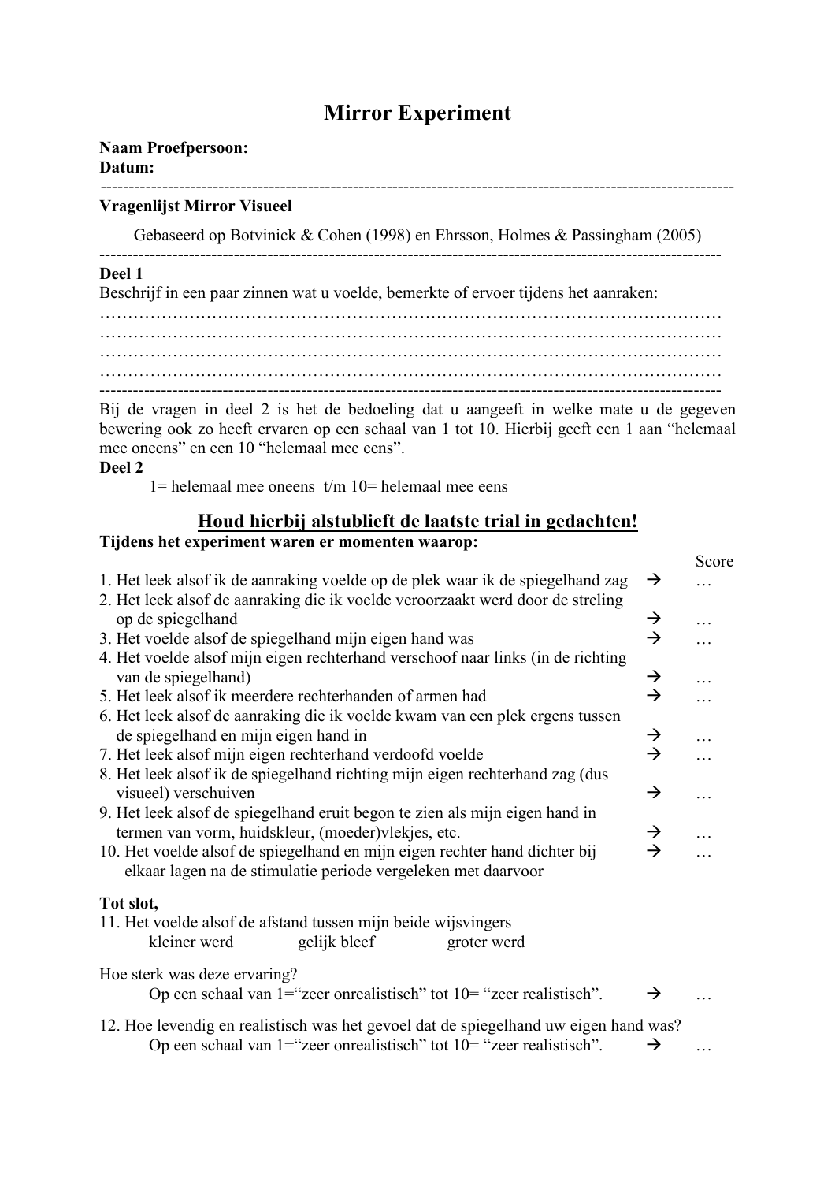# Mirror Experiment

**Naam Proefpersoon:**
**Datum:**

---

**Vragenlijst Mirror Visueel**

Gebaseerd op Botvinick & Cohen (1998) en Ehrsson, Holmes & Passingham (2005)

---

**Deel 1**
Beschrijf in een paar zinnen wat u voelde, bemerkte of ervoer tijdens het aanraken:
…………………………………………………………………………………………………
…………………………………………………………………………………………………
…………………………………………………………………………………………………
…………………………………………………………………………………………………

---

Bij de vragen in deel 2 is het de bedoeling dat u aangeeft in welke mate u de gegeven bewering ook zo heeft ervaren op een schaal van 1 tot 10. Hierbij geeft een 1 aan "helemaal mee oneens" en een 10 "helemaal mee eens".

**Deel 2**

1= helemaal mee oneens t/m 10= helemaal mee eens

## <u>Houd hierbij alstublieft de laatste trial in gedachten!</u>

**Tijdens het experiment waren er momenten waarop:**

| | | Score |
|---|---|---|
| 1. Het leek alsof ik de aanraking voelde op de plek waar ik de spiegelhand zag | → | … |
| 2. Het leek alsof de aanraking die ik voelde veroorzaakt werd door de streling op de spiegelhand | → | … |
| 3. Het voelde alsof de spiegelhand mijn eigen hand was | → | … |
| 4. Het voelde alsof mijn eigen rechterhand verschoof naar links (in de richting van de spiegelhand) | → | … |
| 5. Het leek alsof ik meerdere rechterhanden of armen had | → | … |
| 6. Het leek alsof de aanraking die ik voelde kwam van een plek ergens tussen de spiegelhand en mijn eigen hand in | → | … |
| 7. Het leek alsof mijn eigen rechterhand verdoofd voelde | → | … |
| 8. Het leek alsof ik de spiegelhand richting mijn eigen rechterhand zag (dus visueel) verschuiven | → | … |
| 9. Het leek alsof de spiegelhand eruit begon te zien als mijn eigen hand in termen van vorm, huidskleur, (moeder)vlekjes, etc. | → | … |
| 10. Het voelde alsof de spiegelhand en mijn eigen rechter hand dichter bij elkaar lagen na de stimulatie periode vergeleken met daarvoor | → | … |

**Tot slot,**

11. Het voelde alsof de afstand tussen mijn beide wijsvingers
    kleiner werd    gelijk bleef    groter werd

Hoe sterk was deze ervaring?
Op een schaal van 1="zeer onrealistisch" tot 10= "zeer realistisch". → …

12. Hoe levendig en realistisch was het gevoel dat de spiegelhand uw eigen hand was?
Op een schaal van 1="zeer onrealistisch" tot 10= "zeer realistisch". → …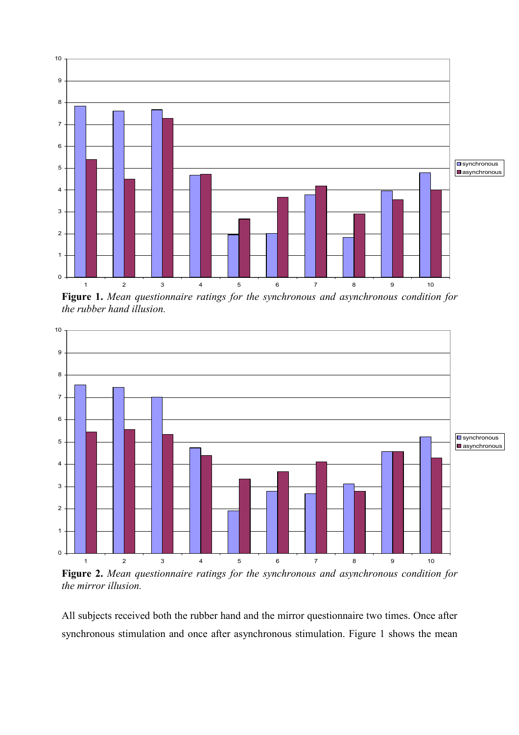10
9
8
7
6
5
4
3
2
1
0

1 2 3 4 5 6 7 8 9 10

synchronous
asynchronous

**Figure 1.** *Mean questionnaire ratings for the synchronous and asynchronous condition for the rubber hand illusion.*

10
9
8
7
6
5
4
3
2
1
0

1 2 3 4 5 6 7 8 9 10

synchronous
asynchronous

**Figure 2.** *Mean questionnaire ratings for the synchronous and asynchronous condition for the mirror illusion.*

All subjects received both the rubber hand and the mirror questionnaire two times. Once after synchronous stimulation and once after asynchronous stimulation. Figure 1 shows the mean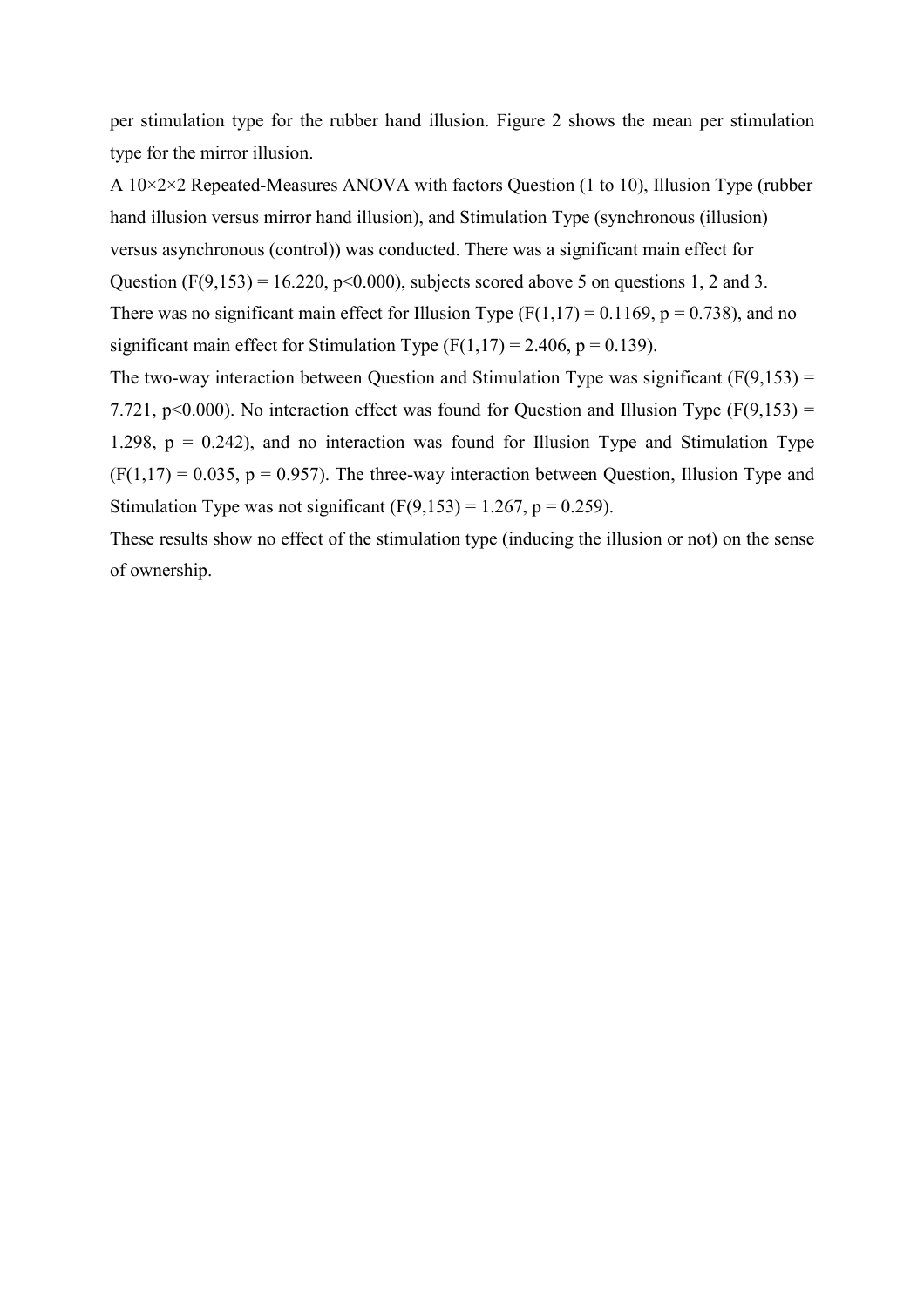per stimulation type for the rubber hand illusion. Figure 2 shows the mean per stimulation type for the mirror illusion.

A 10×2×2 Repeated-Measures ANOVA with factors Question (1 to 10), Illusion Type (rubber hand illusion versus mirror hand illusion), and Stimulation Type (synchronous (illusion) versus asynchronous (control)) was conducted. There was a significant main effect for Question ($F(9,153) = 16.220$, $p<0.000$), subjects scored above 5 on questions 1, 2 and 3. There was no significant main effect for Illusion Type ($F(1,17) = 0.1169$, $p = 0.738$), and no significant main effect for Stimulation Type ($F(1,17) = 2.406$, $p = 0.139$).

The two-way interaction between Question and Stimulation Type was significant ($F(9,153) = 7.721$, $p<0.000$). No interaction effect was found for Question and Illusion Type ($F(9,153) = 1.298$, $p = 0.242$), and no interaction was found for Illusion Type and Stimulation Type ($F(1,17) = 0.035$, $p = 0.957$). The three-way interaction between Question, Illusion Type and Stimulation Type was not significant ($F(9,153) = 1.267$, $p = 0.259$).

These results show no effect of the stimulation type (inducing the illusion or not) on the sense of ownership.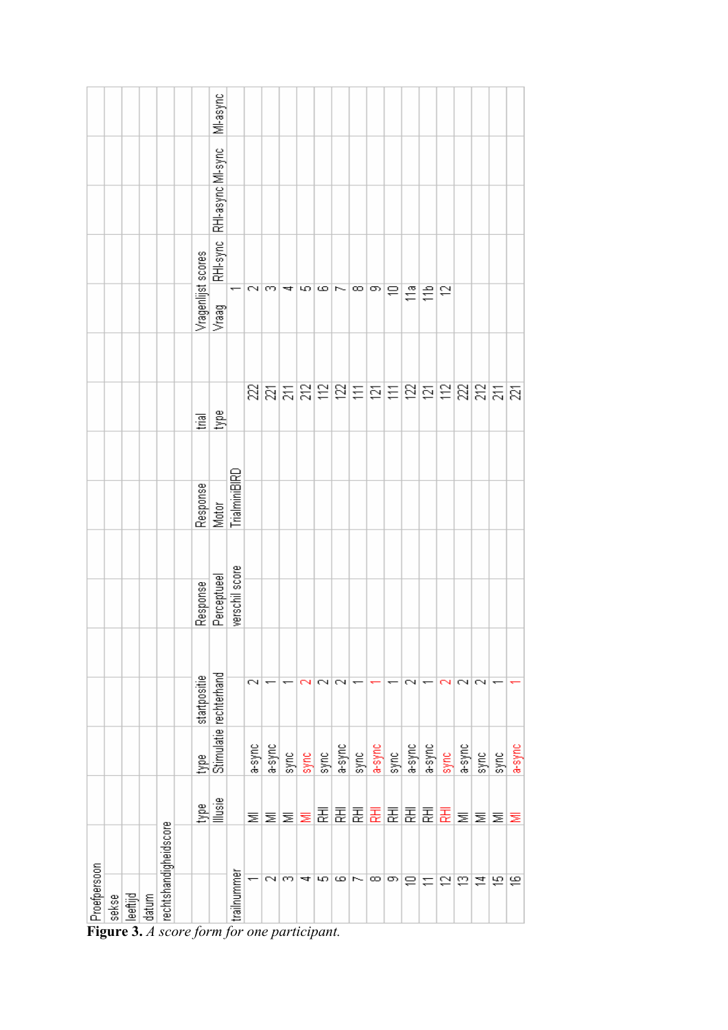| | | | | | | | | | | | | | | | |
|---|---|---|---|---|---|---|---|---|---|---|---|---|---|---|---|
| Proefpersoon | | | | | | | | | | | | | | | |
| sekse | | | | | | | | | | | | | | | |
| leeftijd | | | | | | | | | | | | | | | |
| datum | | | | | | | | | | | | | | | |
| rechtshandigheidscore | | | | | | | | | | | | | | | |
| | type Illusie | type Stimulatie | startpositie rechterhand | | Response Perceptueel | | Response Motor | | trial type | | Vragenlijst scores Vraag | RHI-sync | RHI-async | MI-sync | MI-async |
| trailnummer | | | | | verschil score | | TrialminiBIRD | | | | 1 | | | | |
| 1 | MI | a-sync | 2 | | | | | | 222 | | 2 | | | | |
| 2 | MI | a-sync | 1 | | | | | | 221 | | 3 | | | | |
| 3 | MI | sync | 1 | | | | | | 211 | | 4 | | | | |
| 4 | MI | sync | 2 | | | | | | 212 | | 5 | | | | |
| 5 | RHI | sync | 2 | | | | | | 112 | | 6 | | | | |
| 6 | RHI | a-sync | 2 | | | | | | 122 | | 7 | | | | |
| 7 | RHI | sync | 1 | | | | | | 111 | | 8 | | | | |
| 8 | RHI | a-sync | 1 | | | | | | 121 | | 9 | | | | |
| 9 | RHI | sync | 1 | | | | | | 111 | | 10 | | | | |
| 10 | RHI | a-sync | 2 | | | | | | 122 | | 11a | | | | |
| 11 | RHI | a-sync | 1 | | | | | | 121 | | 11b | | | | |
| 12 | RHI | sync | 2 | | | | | | 112 | | 12 | | | | |
| 13 | MI | a-sync | 2 | | | | | | 222 | | | | | | |
| 14 | MI | sync | 2 | | | | | | 212 | | | | | | |
| 15 | MI | sync | 1 | | | | | | 211 | | | | | | |
| 16 | MI | a-sync | 1 | | | | | | 221 | | | | | | |

**Figure 3.** *A score form for one participant.*